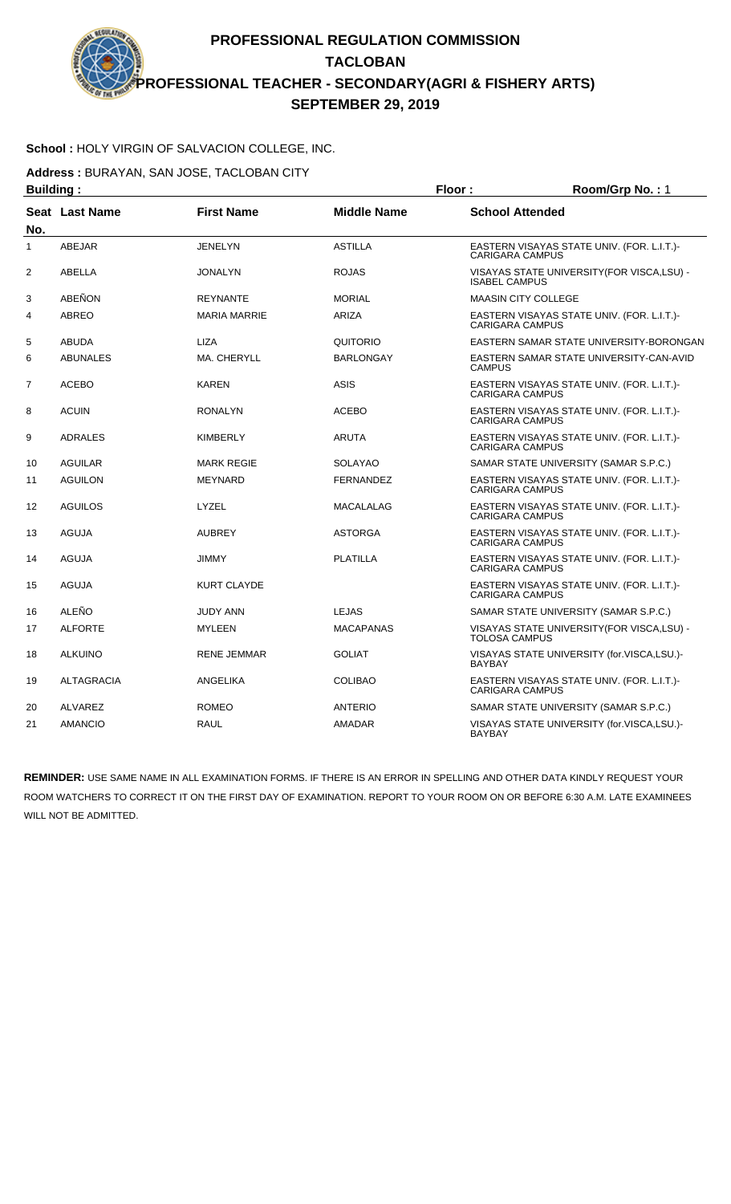# PROFESSIONAL REGULATION COMMISSION
## TACLOBAN
## PROFESSIONAL TEACHER - SECONDARY(AGRI & FISHERY ARTS)
## SEPTEMBER 29, 2019

**School :** HOLY VIRGIN OF SALVACION COLLEGE, INC.

**Address :** BURAYAN, SAN JOSE, TACLOBAN CITY

**Building :** **Floor :** **Room/Grp No. :** 1

| Seat No. | Last Name | First Name | Middle Name | School Attended |
|---|---|---|---|---|
| 1 | ABEJAR | JENELYN | ASTILLA | EASTERN VISAYAS STATE UNIV. (FOR. L.I.T.)-CARIGARA CAMPUS |
| 2 | ABELLA | JONALYN | ROJAS | VISAYAS STATE UNIVERSITY(FOR VISCA,LSU) - ISABEL CAMPUS |
| 3 | ABEÑON | REYNANTE | MORIAL | MAASIN CITY COLLEGE |
| 4 | ABREO | MARIA MARRIE | ARIZA | EASTERN VISAYAS STATE UNIV. (FOR. L.I.T.)-CARIGARA CAMPUS |
| 5 | ABUDA | LIZA | QUITORIO | EASTERN SAMAR STATE UNIVERSITY-BORONGAN |
| 6 | ABUNALES | MA. CHERYLL | BARLONGAY | EASTERN SAMAR STATE UNIVERSITY-CAN-AVID CAMPUS |
| 7 | ACEBO | KAREN | ASIS | EASTERN VISAYAS STATE UNIV. (FOR. L.I.T.)-CARIGARA CAMPUS |
| 8 | ACUIN | RONALYN | ACEBO | EASTERN VISAYAS STATE UNIV. (FOR. L.I.T.)-CARIGARA CAMPUS |
| 9 | ADRALES | KIMBERLY | ARUTA | EASTERN VISAYAS STATE UNIV. (FOR. L.I.T.)-CARIGARA CAMPUS |
| 10 | AGUILAR | MARK REGIE | SOLAYAO | SAMAR STATE UNIVERSITY (SAMAR S.P.C.) |
| 11 | AGUILON | MEYNARD | FERNANDEZ | EASTERN VISAYAS STATE UNIV. (FOR. L.I.T.)-CARIGARA CAMPUS |
| 12 | AGUILOS | LYZEL | MACALALAG | EASTERN VISAYAS STATE UNIV. (FOR. L.I.T.)-CARIGARA CAMPUS |
| 13 | AGUJA | AUBREY | ASTORGA | EASTERN VISAYAS STATE UNIV. (FOR. L.I.T.)-CARIGARA CAMPUS |
| 14 | AGUJA | JIMMY | PLATILLA | EASTERN VISAYAS STATE UNIV. (FOR. L.I.T.)-CARIGARA CAMPUS |
| 15 | AGUJA | KURT CLAYDE | | EASTERN VISAYAS STATE UNIV. (FOR. L.I.T.)-CARIGARA CAMPUS |
| 16 | ALEÑO | JUDY ANN | LEJAS | SAMAR STATE UNIVERSITY (SAMAR S.P.C.) |
| 17 | ALFORTE | MYLEEN | MACAPANAS | VISAYAS STATE UNIVERSITY(FOR VISCA,LSU) - TOLOSA CAMPUS |
| 18 | ALKUINO | RENE JEMMAR | GOLIAT | VISAYAS STATE UNIVERSITY (for.VISCA,LSU.)-BAYBAY |
| 19 | ALTAGRACIA | ANGELIKA | COLIBAO | EASTERN VISAYAS STATE UNIV. (FOR. L.I.T.)-CARIGARA CAMPUS |
| 20 | ALVAREZ | ROMEO | ANTERIO | SAMAR STATE UNIVERSITY (SAMAR S.P.C.) |
| 21 | AMANCIO | RAUL | AMADAR | VISAYAS STATE UNIVERSITY (for.VISCA,LSU.)-BAYBAY |

**REMINDER:** USE SAME NAME IN ALL EXAMINATION FORMS. IF THERE IS AN ERROR IN SPELLING AND OTHER DATA KINDLY REQUEST YOUR ROOM WATCHERS TO CORRECT IT ON THE FIRST DAY OF EXAMINATION. REPORT TO YOUR ROOM ON OR BEFORE 6:30 A.M. LATE EXAMINEES WILL NOT BE ADMITTED.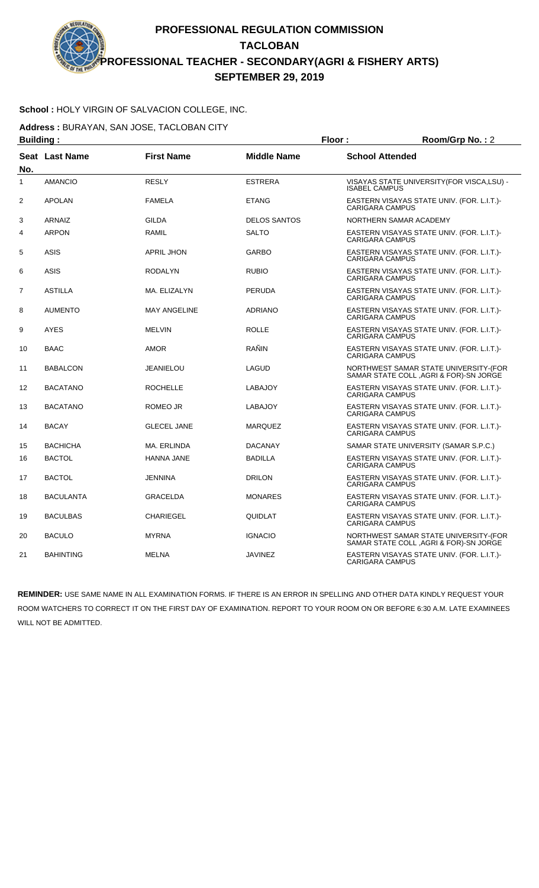# PROFESSIONAL REGULATION COMMISSION
## TACLOBAN
## PROFESSIONAL TEACHER - SECONDARY(AGRI & FISHERY ARTS)
## SEPTEMBER 29, 2019

**School :** HOLY VIRGIN OF SALVACION COLLEGE, INC.

**Address :** BURAYAN, SAN JOSE, TACLOBAN CITY

**Building :** **Floor :** **Room/Grp No. :** 2

| Seat No. | Last Name | First Name | Middle Name | School Attended |
|---|---|---|---|---|
| 1 | AMANCIO | RESLY | ESTRERA | VISAYAS STATE UNIVERSITY(FOR VISCA,LSU) - ISABEL CAMPUS |
| 2 | APOLAN | FAMELA | ETANG | EASTERN VISAYAS STATE UNIV. (FOR. L.I.T.)-CARIGARA CAMPUS |
| 3 | ARNAIZ | GILDA | DELOS SANTOS | NORTHERN SAMAR ACADEMY |
| 4 | ARPON | RAMIL | SALTO | EASTERN VISAYAS STATE UNIV. (FOR. L.I.T.)-CARIGARA CAMPUS |
| 5 | ASIS | APRIL JHON | GARBO | EASTERN VISAYAS STATE UNIV. (FOR. L.I.T.)-CARIGARA CAMPUS |
| 6 | ASIS | RODALYN | RUBIO | EASTERN VISAYAS STATE UNIV. (FOR. L.I.T.)-CARIGARA CAMPUS |
| 7 | ASTILLA | MA. ELIZALYN | PERUDA | EASTERN VISAYAS STATE UNIV. (FOR. L.I.T.)-CARIGARA CAMPUS |
| 8 | AUMENTO | MAY ANGELINE | ADRIANO | EASTERN VISAYAS STATE UNIV. (FOR. L.I.T.)-CARIGARA CAMPUS |
| 9 | AYES | MELVIN | ROLLE | EASTERN VISAYAS STATE UNIV. (FOR. L.I.T.)-CARIGARA CAMPUS |
| 10 | BAAC | AMOR | RAÑIN | EASTERN VISAYAS STATE UNIV. (FOR. L.I.T.)-CARIGARA CAMPUS |
| 11 | BABALCON | JEANIELOU | LAGUD | NORTHWEST SAMAR STATE UNIVERSITY-(FOR SAMAR STATE COLL ,AGRI & FOR)-SN JORGE |
| 12 | BACATANO | ROCHELLE | LABAJOY | EASTERN VISAYAS STATE UNIV. (FOR. L.I.T.)-CARIGARA CAMPUS |
| 13 | BACATANO | ROMEO JR | LABAJOY | EASTERN VISAYAS STATE UNIV. (FOR. L.I.T.)-CARIGARA CAMPUS |
| 14 | BACAY | GLECEL JANE | MARQUEZ | EASTERN VISAYAS STATE UNIV. (FOR. L.I.T.)-CARIGARA CAMPUS |
| 15 | BACHICHA | MA. ERLINDA | DACANAY | SAMAR STATE UNIVERSITY (SAMAR S.P.C.) |
| 16 | BACTOL | HANNA JANE | BADILLA | EASTERN VISAYAS STATE UNIV. (FOR. L.I.T.)-CARIGARA CAMPUS |
| 17 | BACTOL | JENNINA | DRILON | EASTERN VISAYAS STATE UNIV. (FOR. L.I.T.)-CARIGARA CAMPUS |
| 18 | BACULANTA | GRACELDA | MONARES | EASTERN VISAYAS STATE UNIV. (FOR. L.I.T.)-CARIGARA CAMPUS |
| 19 | BACULBAS | CHARIEGEL | QUIDLAT | EASTERN VISAYAS STATE UNIV. (FOR. L.I.T.)-CARIGARA CAMPUS |
| 20 | BACULO | MYRNA | IGNACIO | NORTHWEST SAMAR STATE UNIVERSITY-(FOR SAMAR STATE COLL ,AGRI & FOR)-SN JORGE |
| 21 | BAHINTING | MELNA | JAVINEZ | EASTERN VISAYAS STATE UNIV. (FOR. L.I.T.)-CARIGARA CAMPUS |

**REMINDER:** USE SAME NAME IN ALL EXAMINATION FORMS. IF THERE IS AN ERROR IN SPELLING AND OTHER DATA KINDLY REQUEST YOUR ROOM WATCHERS TO CORRECT IT ON THE FIRST DAY OF EXAMINATION. REPORT TO YOUR ROOM ON OR BEFORE 6:30 A.M. LATE EXAMINEES WILL NOT BE ADMITTED.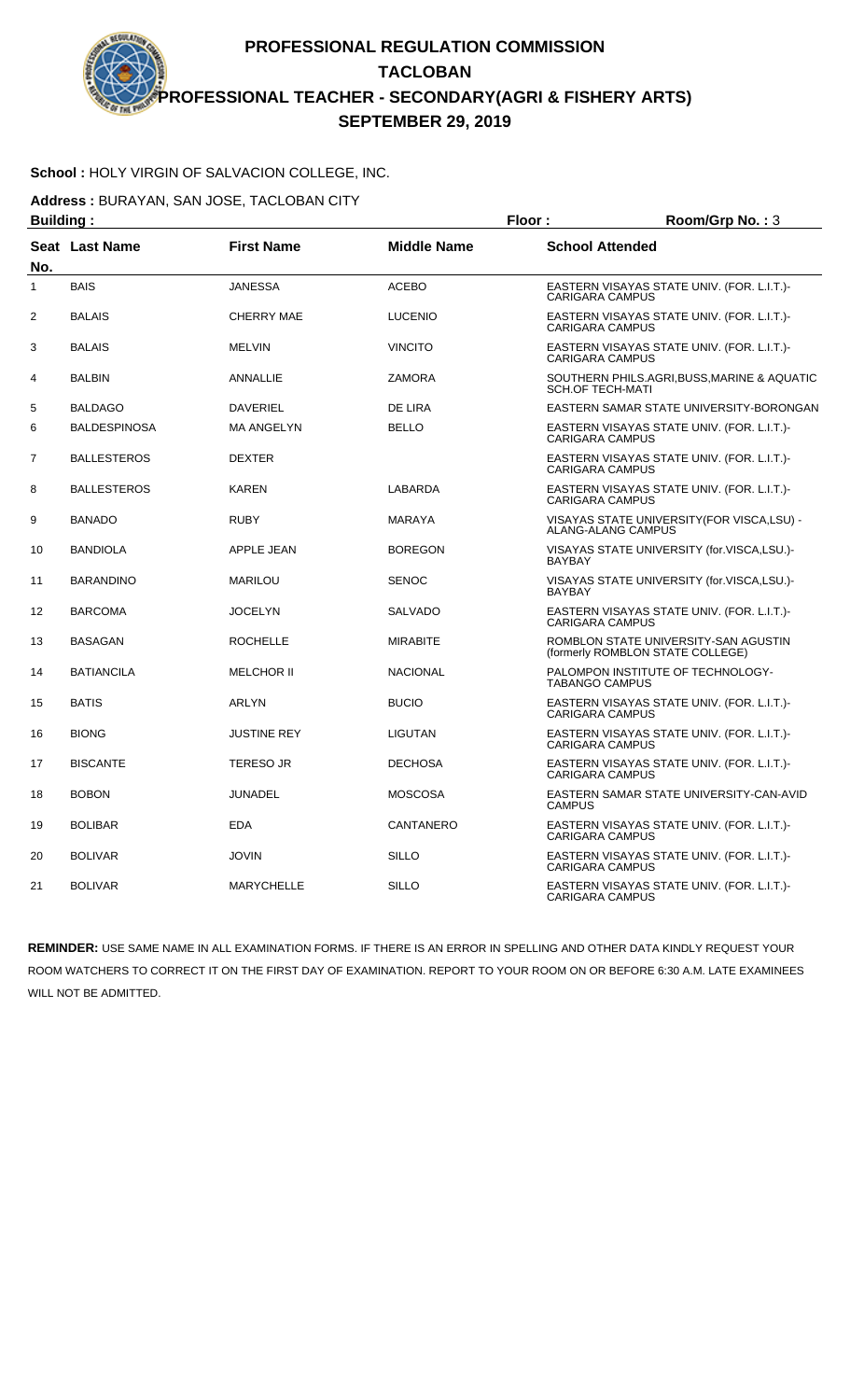# PROFESSIONAL REGULATION COMMISSION
## TACLOBAN
## PROFESSIONAL TEACHER - SECONDARY(AGRI & FISHERY ARTS)
## SEPTEMBER 29, 2019

**School :** HOLY VIRGIN OF SALVACION COLLEGE, INC.

**Address :** BURAYAN, SAN JOSE, TACLOBAN CITY

**Building :** **Floor :** **Room/Grp No. :** 3

| Seat No. | Last Name | First Name | Middle Name | School Attended |
|---|---|---|---|---|
| 1 | BAIS | JANESSA | ACEBO | EASTERN VISAYAS STATE UNIV. (FOR. L.I.T.)-CARIGARA CAMPUS |
| 2 | BALAIS | CHERRY MAE | LUCENIO | EASTERN VISAYAS STATE UNIV. (FOR. L.I.T.)-CARIGARA CAMPUS |
| 3 | BALAIS | MELVIN | VINCITO | EASTERN VISAYAS STATE UNIV. (FOR. L.I.T.)-CARIGARA CAMPUS |
| 4 | BALBIN | ANNALLIE | ZAMORA | SOUTHERN PHILS.AGRI,BUSS,MARINE & AQUATIC SCH.OF TECH-MATI |
| 5 | BALDAGO | DAVERIEL | DE LIRA | EASTERN SAMAR STATE UNIVERSITY-BORONGAN |
| 6 | BALDESPINOSA | MA ANGELYN | BELLO | EASTERN VISAYAS STATE UNIV. (FOR. L.I.T.)-CARIGARA CAMPUS |
| 7 | BALLESTEROS | DEXTER | | EASTERN VISAYAS STATE UNIV. (FOR. L.I.T.)-CARIGARA CAMPUS |
| 8 | BALLESTEROS | KAREN | LABARDA | EASTERN VISAYAS STATE UNIV. (FOR. L.I.T.)-CARIGARA CAMPUS |
| 9 | BANADO | RUBY | MARAYA | VISAYAS STATE UNIVERSITY(FOR VISCA,LSU) - ALANG-ALANG CAMPUS |
| 10 | BANDIOLA | APPLE JEAN | BOREGON | VISAYAS STATE UNIVERSITY (for.VISCA,LSU.)-BAYBAY |
| 11 | BARANDINO | MARILOU | SENOC | VISAYAS STATE UNIVERSITY (for.VISCA,LSU.)-BAYBAY |
| 12 | BARCOMA | JOCELYN | SALVADO | EASTERN VISAYAS STATE UNIV. (FOR. L.I.T.)-CARIGARA CAMPUS |
| 13 | BASAGAN | ROCHELLE | MIRABITE | ROMBLON STATE UNIVERSITY-SAN AGUSTIN (formerly ROMBLON STATE COLLEGE) |
| 14 | BATIANCILA | MELCHOR II | NACIONAL | PALOMPON INSTITUTE OF TECHNOLOGY-TABANGO CAMPUS |
| 15 | BATIS | ARLYN | BUCIO | EASTERN VISAYAS STATE UNIV. (FOR. L.I.T.)-CARIGARA CAMPUS |
| 16 | BIONG | JUSTINE REY | LIGUTAN | EASTERN VISAYAS STATE UNIV. (FOR. L.I.T.)-CARIGARA CAMPUS |
| 17 | BISCANTE | TERESO JR | DECHOSA | EASTERN VISAYAS STATE UNIV. (FOR. L.I.T.)-CARIGARA CAMPUS |
| 18 | BOBON | JUNADEL | MOSCOSA | EASTERN SAMAR STATE UNIVERSITY-CAN-AVID CAMPUS |
| 19 | BOLIBAR | EDA | CANTANERO | EASTERN VISAYAS STATE UNIV. (FOR. L.I.T.)-CARIGARA CAMPUS |
| 20 | BOLIVAR | JOVIN | SILLO | EASTERN VISAYAS STATE UNIV. (FOR. L.I.T.)-CARIGARA CAMPUS |
| 21 | BOLIVAR | MARYCHELLE | SILLO | EASTERN VISAYAS STATE UNIV. (FOR. L.I.T.)-CARIGARA CAMPUS |

**REMINDER:** USE SAME NAME IN ALL EXAMINATION FORMS. IF THERE IS AN ERROR IN SPELLING AND OTHER DATA KINDLY REQUEST YOUR ROOM WATCHERS TO CORRECT IT ON THE FIRST DAY OF EXAMINATION. REPORT TO YOUR ROOM ON OR BEFORE 6:30 A.M. LATE EXAMINEES WILL NOT BE ADMITTED.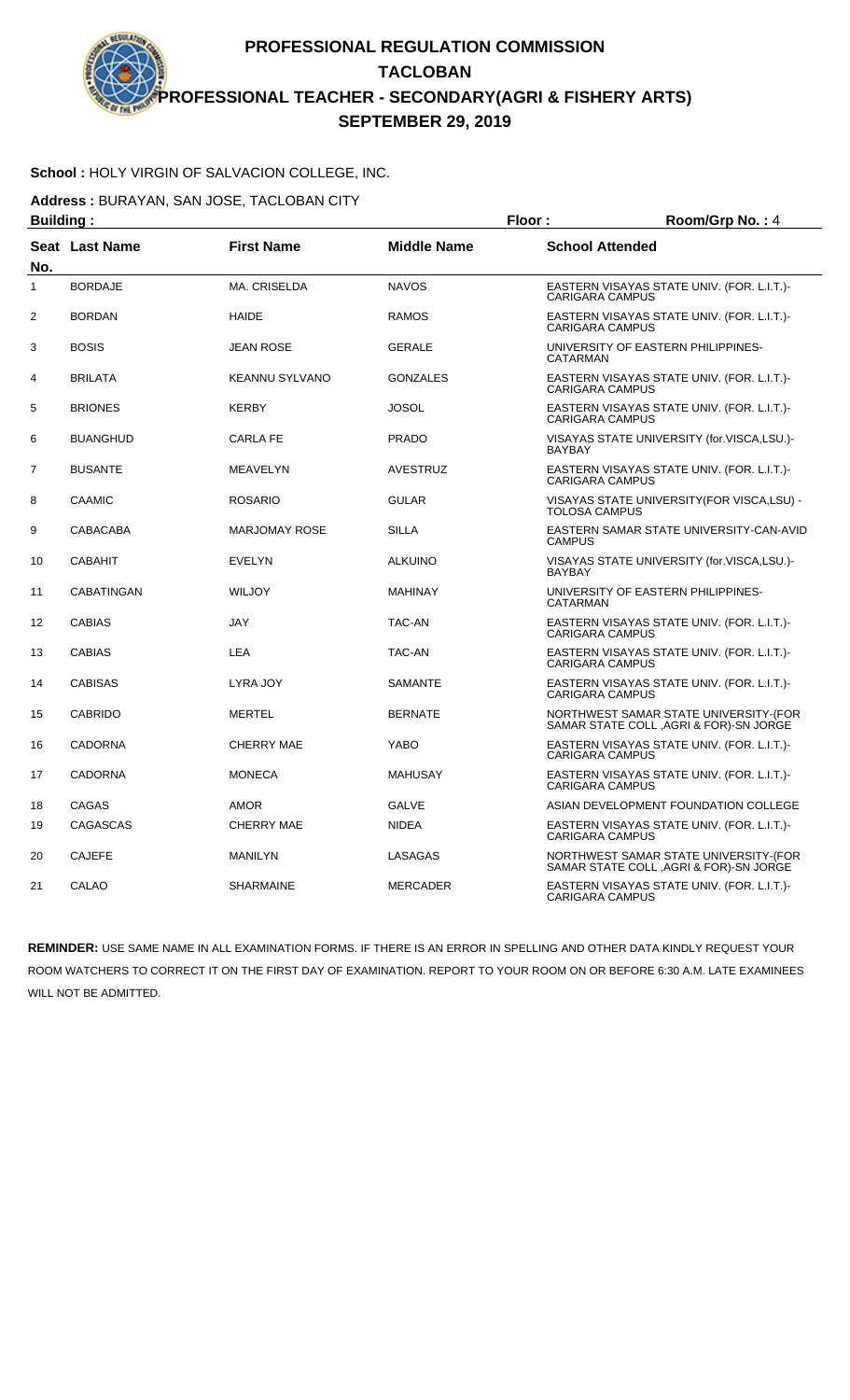# PROFESSIONAL REGULATION COMMISSION
## TACLOBAN
## PROFESSIONAL TEACHER - SECONDARY(AGRI & FISHERY ARTS)
## SEPTEMBER 29, 2019

**School :** HOLY VIRGIN OF SALVACION COLLEGE, INC.

**Address :** BURAYAN, SAN JOSE, TACLOBAN CITY

**Building :** **Floor :** **Room/Grp No. :** 4

| Seat No. | Last Name | First Name | Middle Name | School Attended |
|---|---|---|---|---|
| 1 | BORDAJE | MA. CRISELDA | NAVOS | EASTERN VISAYAS STATE UNIV. (FOR. L.I.T.)-CARIGARA CAMPUS |
| 2 | BORDAN | HAIDE | RAMOS | EASTERN VISAYAS STATE UNIV. (FOR. L.I.T.)-CARIGARA CAMPUS |
| 3 | BOSIS | JEAN ROSE | GERALE | UNIVERSITY OF EASTERN PHILIPPINES-CATARMAN |
| 4 | BRILATA | KEANNU SYLVANO | GONZALES | EASTERN VISAYAS STATE UNIV. (FOR. L.I.T.)-CARIGARA CAMPUS |
| 5 | BRIONES | KERBY | JOSOL | EASTERN VISAYAS STATE UNIV. (FOR. L.I.T.)-CARIGARA CAMPUS |
| 6 | BUANGHUD | CARLA FE | PRADO | VISAYAS STATE UNIVERSITY (for.VISCA,LSU.)-BAYBAY |
| 7 | BUSANTE | MEAVELYN | AVESTRUZ | EASTERN VISAYAS STATE UNIV. (FOR. L.I.T.)-CARIGARA CAMPUS |
| 8 | CAAMIC | ROSARIO | GULAR | VISAYAS STATE UNIVERSITY(FOR VISCA,LSU) -TOLOSA CAMPUS |
| 9 | CABACABA | MARJOMAY ROSE | SILLA | EASTERN SAMAR STATE UNIVERSITY-CAN-AVID CAMPUS |
| 10 | CABAHIT | EVELYN | ALKUINO | VISAYAS STATE UNIVERSITY (for.VISCA,LSU.)-BAYBAY |
| 11 | CABATINGAN | WILJOY | MAHINAY | UNIVERSITY OF EASTERN PHILIPPINES-CATARMAN |
| 12 | CABIAS | JAY | TAC-AN | EASTERN VISAYAS STATE UNIV. (FOR. L.I.T.)-CARIGARA CAMPUS |
| 13 | CABIAS | LEA | TAC-AN | EASTERN VISAYAS STATE UNIV. (FOR. L.I.T.)-CARIGARA CAMPUS |
| 14 | CABISAS | LYRA JOY | SAMANTE | EASTERN VISAYAS STATE UNIV. (FOR. L.I.T.)-CARIGARA CAMPUS |
| 15 | CABRIDO | MERTEL | BERNATE | NORTHWEST SAMAR STATE UNIVERSITY-(FOR SAMAR STATE COLL ,AGRI & FOR)-SN JORGE |
| 16 | CADORNA | CHERRY MAE | YABO | EASTERN VISAYAS STATE UNIV. (FOR. L.I.T.)-CARIGARA CAMPUS |
| 17 | CADORNA | MONECA | MAHUSAY | EASTERN VISAYAS STATE UNIV. (FOR. L.I.T.)-CARIGARA CAMPUS |
| 18 | CAGAS | AMOR | GALVE | ASIAN DEVELOPMENT FOUNDATION COLLEGE |
| 19 | CAGASCAS | CHERRY MAE | NIDEA | EASTERN VISAYAS STATE UNIV. (FOR. L.I.T.)-CARIGARA CAMPUS |
| 20 | CAJEFE | MANILYN | LASAGAS | NORTHWEST SAMAR STATE UNIVERSITY-(FOR SAMAR STATE COLL ,AGRI & FOR)-SN JORGE |
| 21 | CALAO | SHARMAINE | MERCADER | EASTERN VISAYAS STATE UNIV. (FOR. L.I.T.)-CARIGARA CAMPUS |

**REMINDER:** USE SAME NAME IN ALL EXAMINATION FORMS. IF THERE IS AN ERROR IN SPELLING AND OTHER DATA KINDLY REQUEST YOUR ROOM WATCHERS TO CORRECT IT ON THE FIRST DAY OF EXAMINATION. REPORT TO YOUR ROOM ON OR BEFORE 6:30 A.M. LATE EXAMINEES WILL NOT BE ADMITTED.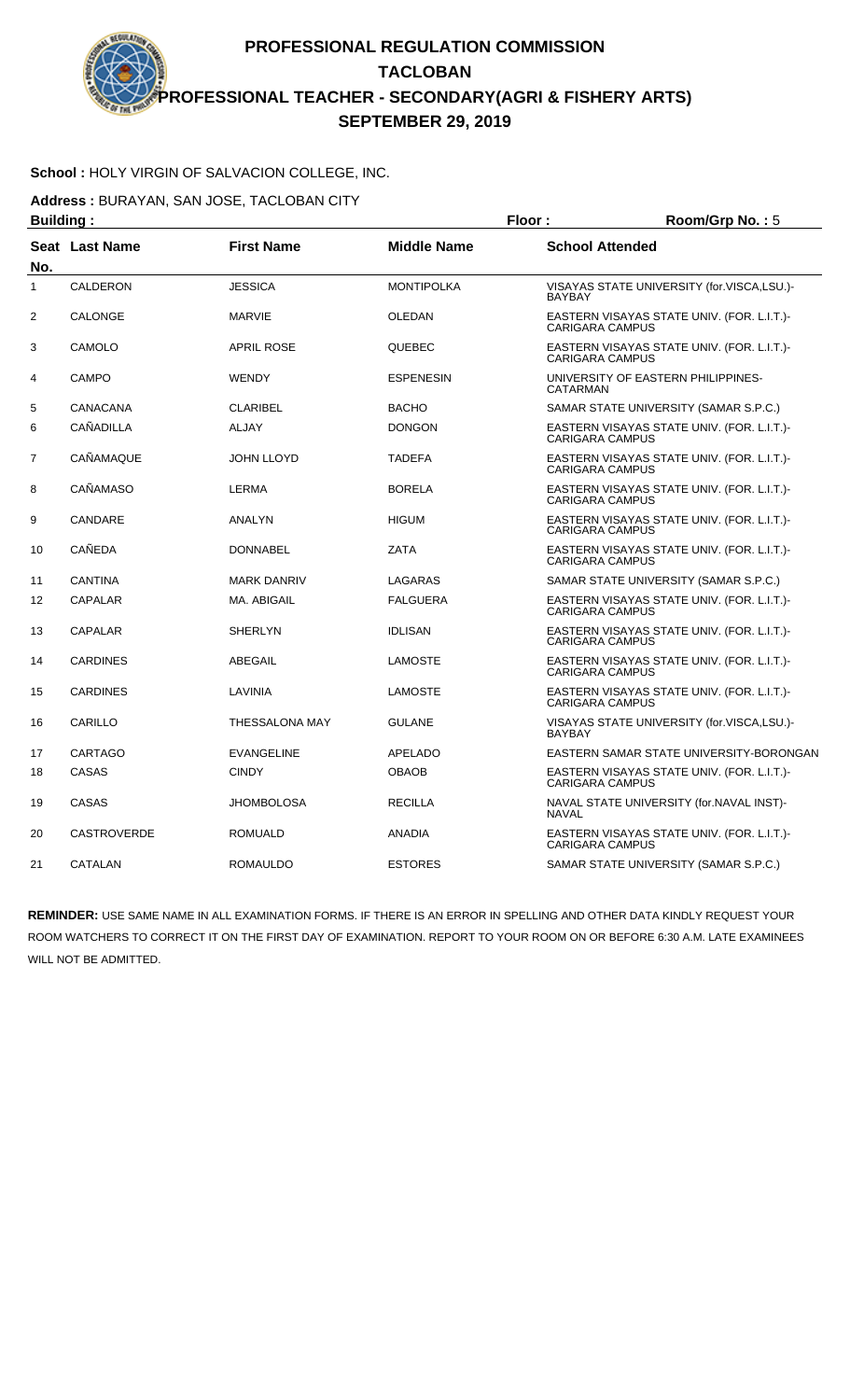# PROFESSIONAL REGULATION COMMISSION
## TACLOBAN
## PROFESSIONAL TEACHER - SECONDARY(AGRI & FISHERY ARTS)
## SEPTEMBER 29, 2019

**School :** HOLY VIRGIN OF SALVACION COLLEGE, INC.

**Address :** BURAYAN, SAN JOSE, TACLOBAN CITY

**Building :** **Floor :** **Room/Grp No. :** 5

| Seat No. | Last Name | First Name | Middle Name | School Attended |
|---|---|---|---|---|
| 1 | CALDERON | JESSICA | MONTIPOLKA | VISAYAS STATE UNIVERSITY (for.VISCA,LSU.)-BAYBAY |
| 2 | CALONGE | MARVIE | OLEDAN | EASTERN VISAYAS STATE UNIV. (FOR. L.I.T.)-CARIGARA CAMPUS |
| 3 | CAMOLO | APRIL ROSE | QUEBEC | EASTERN VISAYAS STATE UNIV. (FOR. L.I.T.)-CARIGARA CAMPUS |
| 4 | CAMPO | WENDY | ESPENESIN | UNIVERSITY OF EASTERN PHILIPPINES-CATARMAN |
| 5 | CANACANA | CLARIBEL | BACHO | SAMAR STATE UNIVERSITY (SAMAR S.P.C.) |
| 6 | CAÑADILLA | ALJAY | DONGON | EASTERN VISAYAS STATE UNIV. (FOR. L.I.T.)-CARIGARA CAMPUS |
| 7 | CAÑAMAQUE | JOHN LLOYD | TADEFA | EASTERN VISAYAS STATE UNIV. (FOR. L.I.T.)-CARIGARA CAMPUS |
| 8 | CAÑAMASO | LERMA | BORELA | EASTERN VISAYAS STATE UNIV. (FOR. L.I.T.)-CARIGARA CAMPUS |
| 9 | CANDARE | ANALYN | HIGUM | EASTERN VISAYAS STATE UNIV. (FOR. L.I.T.)-CARIGARA CAMPUS |
| 10 | CAÑEDA | DONNABEL | ZATA | EASTERN VISAYAS STATE UNIV. (FOR. L.I.T.)-CARIGARA CAMPUS |
| 11 | CANTINA | MARK DANRIV | LAGARAS | SAMAR STATE UNIVERSITY (SAMAR S.P.C.) |
| 12 | CAPALAR | MA. ABIGAIL | FALGUERA | EASTERN VISAYAS STATE UNIV. (FOR. L.I.T.)-CARIGARA CAMPUS |
| 13 | CAPALAR | SHERLYN | IDLISAN | EASTERN VISAYAS STATE UNIV. (FOR. L.I.T.)-CARIGARA CAMPUS |
| 14 | CARDINES | ABEGAIL | LAMOSTE | EASTERN VISAYAS STATE UNIV. (FOR. L.I.T.)-CARIGARA CAMPUS |
| 15 | CARDINES | LAVINIA | LAMOSTE | EASTERN VISAYAS STATE UNIV. (FOR. L.I.T.)-CARIGARA CAMPUS |
| 16 | CARILLO | THESSALONA MAY | GULANE | VISAYAS STATE UNIVERSITY (for.VISCA,LSU.)-BAYBAY |
| 17 | CARTAGO | EVANGELINE | APELADO | EASTERN SAMAR STATE UNIVERSITY-BORONGAN |
| 18 | CASAS | CINDY | OBAOB | EASTERN VISAYAS STATE UNIV. (FOR. L.I.T.)-CARIGARA CAMPUS |
| 19 | CASAS | JHOMBOLOSA | RECILLA | NAVAL STATE UNIVERSITY (for.NAVAL INST)-NAVAL |
| 20 | CASTROVERDE | ROMUALD | ANADIA | EASTERN VISAYAS STATE UNIV. (FOR. L.I.T.)-CARIGARA CAMPUS |
| 21 | CATALAN | ROMAULDO | ESTORES | SAMAR STATE UNIVERSITY (SAMAR S.P.C.) |

**REMINDER:** USE SAME NAME IN ALL EXAMINATION FORMS. IF THERE IS AN ERROR IN SPELLING AND OTHER DATA KINDLY REQUEST YOUR ROOM WATCHERS TO CORRECT IT ON THE FIRST DAY OF EXAMINATION. REPORT TO YOUR ROOM ON OR BEFORE 6:30 A.M. LATE EXAMINEES WILL NOT BE ADMITTED.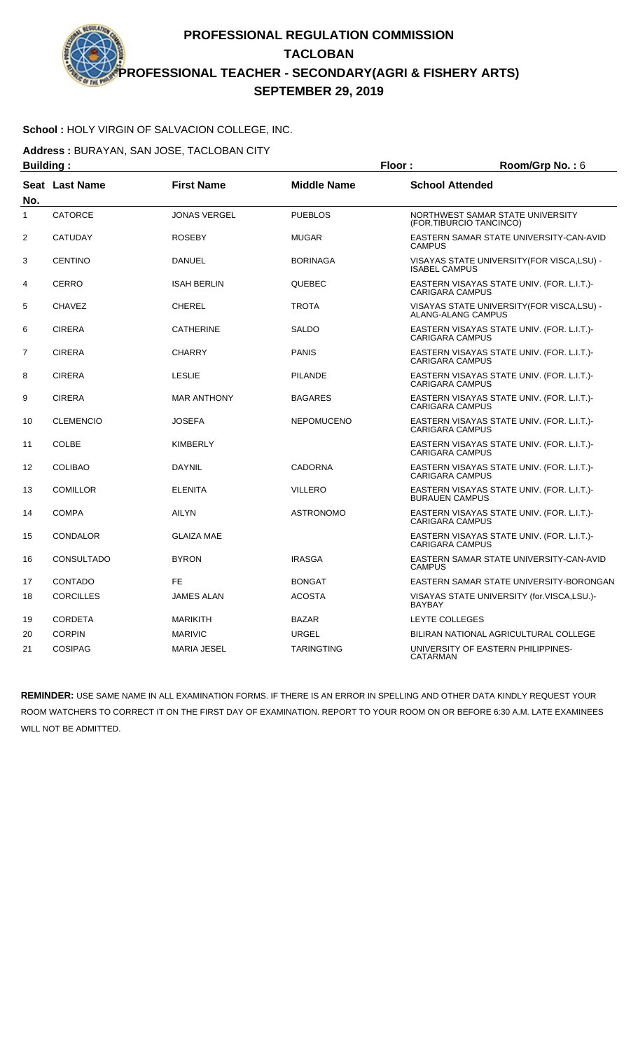# PROFESSIONAL REGULATION COMMISSION
## TACLOBAN
## PROFESSIONAL TEACHER - SECONDARY(AGRI & FISHERY ARTS)
## SEPTEMBER 29, 2019

**School :** HOLY VIRGIN OF SALVACION COLLEGE, INC.

**Address :** BURAYAN, SAN JOSE, TACLOBAN CITY

**Building :** **Floor :** **Room/Grp No. :** 6

| Seat No. | Last Name | First Name | Middle Name | School Attended |
|---|---|---|---|---|
| 1 | CATORCE | JONAS VERGEL | PUEBLOS | NORTHWEST SAMAR STATE UNIVERSITY (FOR.TIBURCIO TANCINCO) |
| 2 | CATUDAY | ROSEBY | MUGAR | EASTERN SAMAR STATE UNIVERSITY-CAN-AVID CAMPUS |
| 3 | CENTINO | DANUEL | BORINAGA | VISAYAS STATE UNIVERSITY(FOR VISCA,LSU) - ISABEL CAMPUS |
| 4 | CERRO | ISAH BERLIN | QUEBEC | EASTERN VISAYAS STATE UNIV. (FOR. L.I.T.)-CARIGARA CAMPUS |
| 5 | CHAVEZ | CHEREL | TROTA | VISAYAS STATE UNIVERSITY(FOR VISCA,LSU) - ALANG-ALANG CAMPUS |
| 6 | CIRERA | CATHERINE | SALDO | EASTERN VISAYAS STATE UNIV. (FOR. L.I.T.)-CARIGARA CAMPUS |
| 7 | CIRERA | CHARRY | PANIS | EASTERN VISAYAS STATE UNIV. (FOR. L.I.T.)-CARIGARA CAMPUS |
| 8 | CIRERA | LESLIE | PILANDE | EASTERN VISAYAS STATE UNIV. (FOR. L.I.T.)-CARIGARA CAMPUS |
| 9 | CIRERA | MAR ANTHONY | BAGARES | EASTERN VISAYAS STATE UNIV. (FOR. L.I.T.)-CARIGARA CAMPUS |
| 10 | CLEMENCIO | JOSEFA | NEPOMUCENO | EASTERN VISAYAS STATE UNIV. (FOR. L.I.T.)-CARIGARA CAMPUS |
| 11 | COLBE | KIMBERLY | | EASTERN VISAYAS STATE UNIV. (FOR. L.I.T.)-CARIGARA CAMPUS |
| 12 | COLIBAO | DAYNIL | CADORNA | EASTERN VISAYAS STATE UNIV. (FOR. L.I.T.)-CARIGARA CAMPUS |
| 13 | COMILLOR | ELENITA | VILLERO | EASTERN VISAYAS STATE UNIV. (FOR. L.I.T.)-BURAUEN CAMPUS |
| 14 | COMPA | AILYN | ASTRONOMO | EASTERN VISAYAS STATE UNIV. (FOR. L.I.T.)-CARIGARA CAMPUS |
| 15 | CONDALOR | GLAIZA MAE | | EASTERN VISAYAS STATE UNIV. (FOR. L.I.T.)-CARIGARA CAMPUS |
| 16 | CONSULTADO | BYRON | IRASGA | EASTERN SAMAR STATE UNIVERSITY-CAN-AVID CAMPUS |
| 17 | CONTADO | FE | BONGAT | EASTERN SAMAR STATE UNIVERSITY-BORONGAN |
| 18 | CORCILLES | JAMES ALAN | ACOSTA | VISAYAS STATE UNIVERSITY (for.VISCA,LSU.)-BAYBAY |
| 19 | CORDETA | MARIKITH | BAZAR | LEYTE COLLEGES |
| 20 | CORPIN | MARIVIC | URGEL | BILIRAN NATIONAL AGRICULTURAL COLLEGE |
| 21 | COSIPAG | MARIA JESEL | TARINGTING | UNIVERSITY OF EASTERN PHILIPPINES-CATARMAN |

**REMINDER:** USE SAME NAME IN ALL EXAMINATION FORMS. IF THERE IS AN ERROR IN SPELLING AND OTHER DATA KINDLY REQUEST YOUR ROOM WATCHERS TO CORRECT IT ON THE FIRST DAY OF EXAMINATION. REPORT TO YOUR ROOM ON OR BEFORE 6:30 A.M. LATE EXAMINEES WILL NOT BE ADMITTED.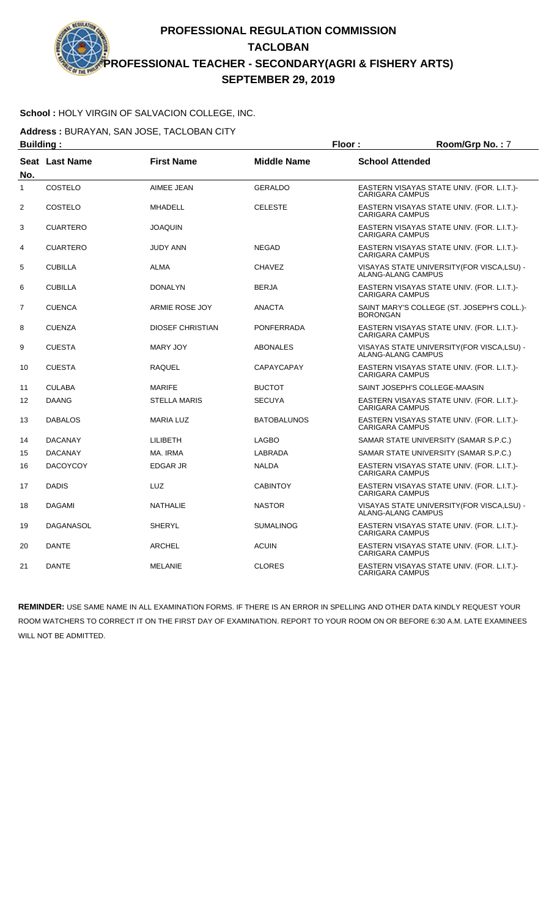# PROFESSIONAL REGULATION COMMISSION
## TACLOBAN
## PROFESSIONAL TEACHER - SECONDARY(AGRI & FISHERY ARTS)
## SEPTEMBER 29, 2019

**School :** HOLY VIRGIN OF SALVACION COLLEGE, INC.

**Address :** BURAYAN, SAN JOSE, TACLOBAN CITY

**Building :** **Floor :** **Room/Grp No. :** 7

| Seat No. | Last Name | First Name | Middle Name | School Attended |
|---|---|---|---|---|
| 1 | COSTELO | AIMEE JEAN | GERALDO | EASTERN VISAYAS STATE UNIV. (FOR. L.I.T.)-CARIGARA CAMPUS |
| 2 | COSTELO | MHADELL | CELESTE | EASTERN VISAYAS STATE UNIV. (FOR. L.I.T.)-CARIGARA CAMPUS |
| 3 | CUARTERO | JOAQUIN | | EASTERN VISAYAS STATE UNIV. (FOR. L.I.T.)-CARIGARA CAMPUS |
| 4 | CUARTERO | JUDY ANN | NEGAD | EASTERN VISAYAS STATE UNIV. (FOR. L.I.T.)-CARIGARA CAMPUS |
| 5 | CUBILLA | ALMA | CHAVEZ | VISAYAS STATE UNIVERSITY(FOR VISCA,LSU) - ALANG-ALANG CAMPUS |
| 6 | CUBILLA | DONALYN | BERJA | EASTERN VISAYAS STATE UNIV. (FOR. L.I.T.)-CARIGARA CAMPUS |
| 7 | CUENCA | ARMIE ROSE JOY | ANACTA | SAINT MARY'S COLLEGE (ST. JOSEPH'S COLL.)-BORONGAN |
| 8 | CUENZA | DIOSEF CHRISTIAN | PONFERRADA | EASTERN VISAYAS STATE UNIV. (FOR. L.I.T.)-CARIGARA CAMPUS |
| 9 | CUESTA | MARY JOY | ABONALES | VISAYAS STATE UNIVERSITY(FOR VISCA,LSU) - ALANG-ALANG CAMPUS |
| 10 | CUESTA | RAQUEL | CAPAYCAPAY | EASTERN VISAYAS STATE UNIV. (FOR. L.I.T.)-CARIGARA CAMPUS |
| 11 | CULABA | MARIFE | BUCTOT | SAINT JOSEPH'S COLLEGE-MAASIN |
| 12 | DAANG | STELLA MARIS | SECUYA | EASTERN VISAYAS STATE UNIV. (FOR. L.I.T.)-CARIGARA CAMPUS |
| 13 | DABALOS | MARIA LUZ | BATOBALUNOS | EASTERN VISAYAS STATE UNIV. (FOR. L.I.T.)-CARIGARA CAMPUS |
| 14 | DACANAY | LILIBETH | LAGBO | SAMAR STATE UNIVERSITY (SAMAR S.P.C.) |
| 15 | DACANAY | MA. IRMA | LABRADA | SAMAR STATE UNIVERSITY (SAMAR S.P.C.) |
| 16 | DACOYCOY | EDGAR JR | NALDA | EASTERN VISAYAS STATE UNIV. (FOR. L.I.T.)-CARIGARA CAMPUS |
| 17 | DADIS | LUZ | CABINTOY | EASTERN VISAYAS STATE UNIV. (FOR. L.I.T.)-CARIGARA CAMPUS |
| 18 | DAGAMI | NATHALIE | NASTOR | VISAYAS STATE UNIVERSITY(FOR VISCA,LSU) - ALANG-ALANG CAMPUS |
| 19 | DAGANASOL | SHERYL | SUMALINOG | EASTERN VISAYAS STATE UNIV. (FOR. L.I.T.)-CARIGARA CAMPUS |
| 20 | DANTE | ARCHEL | ACUIN | EASTERN VISAYAS STATE UNIV. (FOR. L.I.T.)-CARIGARA CAMPUS |
| 21 | DANTE | MELANIE | CLORES | EASTERN VISAYAS STATE UNIV. (FOR. L.I.T.)-CARIGARA CAMPUS |

**REMINDER:** USE SAME NAME IN ALL EXAMINATION FORMS. IF THERE IS AN ERROR IN SPELLING AND OTHER DATA KINDLY REQUEST YOUR ROOM WATCHERS TO CORRECT IT ON THE FIRST DAY OF EXAMINATION. REPORT TO YOUR ROOM ON OR BEFORE 6:30 A.M. LATE EXAMINEES WILL NOT BE ADMITTED.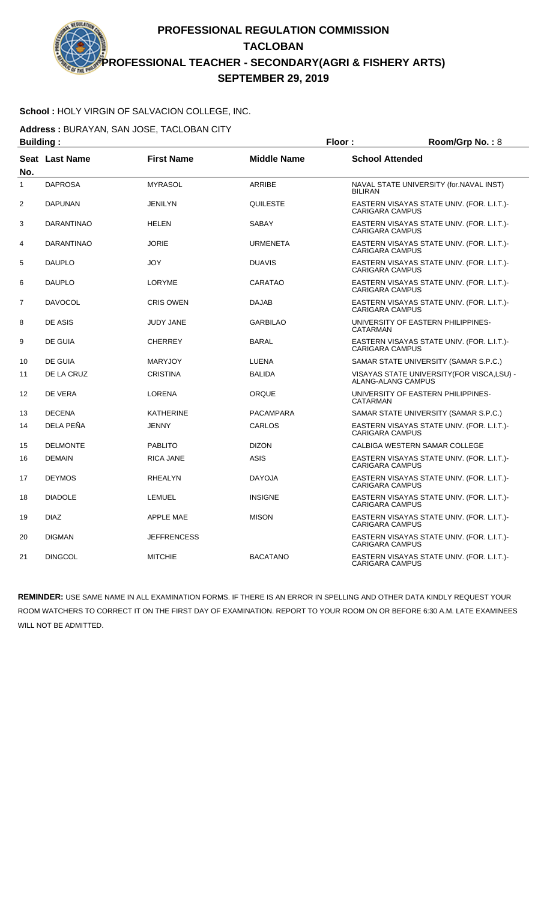# PROFESSIONAL REGULATION COMMISSION
## TACLOBAN
## PROFESSIONAL TEACHER - SECONDARY(AGRI & FISHERY ARTS)
## SEPTEMBER 29, 2019

**School :** HOLY VIRGIN OF SALVACION COLLEGE, INC.

**Address :** BURAYAN, SAN JOSE, TACLOBAN CITY

**Building :** **Floor :** **Room/Grp No. :** 8

| Seat No. | Last Name | First Name | Middle Name | School Attended |
|---|---|---|---|---|
| 1 | DAPROSA | MYRASOL | ARRIBE | NAVAL STATE UNIVERSITY (for.NAVAL INST) BILIRAN |
| 2 | DAPUNAN | JENILYN | QUILESTE | EASTERN VISAYAS STATE UNIV. (FOR. L.I.T.)-CARIGARA CAMPUS |
| 3 | DARANTINAO | HELEN | SABAY | EASTERN VISAYAS STATE UNIV. (FOR. L.I.T.)-CARIGARA CAMPUS |
| 4 | DARANTINAO | JORIE | URMENETA | EASTERN VISAYAS STATE UNIV. (FOR. L.I.T.)-CARIGARA CAMPUS |
| 5 | DAUPLO | JOY | DUAVIS | EASTERN VISAYAS STATE UNIV. (FOR. L.I.T.)-CARIGARA CAMPUS |
| 6 | DAUPLO | LORYME | CARATAO | EASTERN VISAYAS STATE UNIV. (FOR. L.I.T.)-CARIGARA CAMPUS |
| 7 | DAVOCOL | CRIS OWEN | DAJAB | EASTERN VISAYAS STATE UNIV. (FOR. L.I.T.)-CARIGARA CAMPUS |
| 8 | DE ASIS | JUDY JANE | GARBILAO | UNIVERSITY OF EASTERN PHILIPPINES-CATARMAN |
| 9 | DE GUIA | CHERREY | BARAL | EASTERN VISAYAS STATE UNIV. (FOR. L.I.T.)-CARIGARA CAMPUS |
| 10 | DE GUIA | MARYJOY | LUENA | SAMAR STATE UNIVERSITY (SAMAR S.P.C.) |
| 11 | DE LA CRUZ | CRISTINA | BALIDA | VISAYAS STATE UNIVERSITY(FOR VISCA,LSU) - ALANG-ALANG CAMPUS |
| 12 | DE VERA | LORENA | ORQUE | UNIVERSITY OF EASTERN PHILIPPINES-CATARMAN |
| 13 | DECENA | KATHERINE | PACAMPARA | SAMAR STATE UNIVERSITY (SAMAR S.P.C.) |
| 14 | DELA PEÑA | JENNY | CARLOS | EASTERN VISAYAS STATE UNIV. (FOR. L.I.T.)-CARIGARA CAMPUS |
| 15 | DELMONTE | PABLITO | DIZON | CALBIGA WESTERN SAMAR COLLEGE |
| 16 | DEMAIN | RICA JANE | ASIS | EASTERN VISAYAS STATE UNIV. (FOR. L.I.T.)-CARIGARA CAMPUS |
| 17 | DEYMOS | RHEALYN | DAYOJA | EASTERN VISAYAS STATE UNIV. (FOR. L.I.T.)-CARIGARA CAMPUS |
| 18 | DIADOLE | LEMUEL | INSIGNE | EASTERN VISAYAS STATE UNIV. (FOR. L.I.T.)-CARIGARA CAMPUS |
| 19 | DIAZ | APPLE MAE | MISON | EASTERN VISAYAS STATE UNIV. (FOR. L.I.T.)-CARIGARA CAMPUS |
| 20 | DIGMAN | JEFFRENCESS | | EASTERN VISAYAS STATE UNIV. (FOR. L.I.T.)-CARIGARA CAMPUS |
| 21 | DINGCOL | MITCHIE | BACATANO | EASTERN VISAYAS STATE UNIV. (FOR. L.I.T.)-CARIGARA CAMPUS |

**REMINDER:** USE SAME NAME IN ALL EXAMINATION FORMS. IF THERE IS AN ERROR IN SPELLING AND OTHER DATA KINDLY REQUEST YOUR ROOM WATCHERS TO CORRECT IT ON THE FIRST DAY OF EXAMINATION. REPORT TO YOUR ROOM ON OR BEFORE 6:30 A.M. LATE EXAMINEES WILL NOT BE ADMITTED.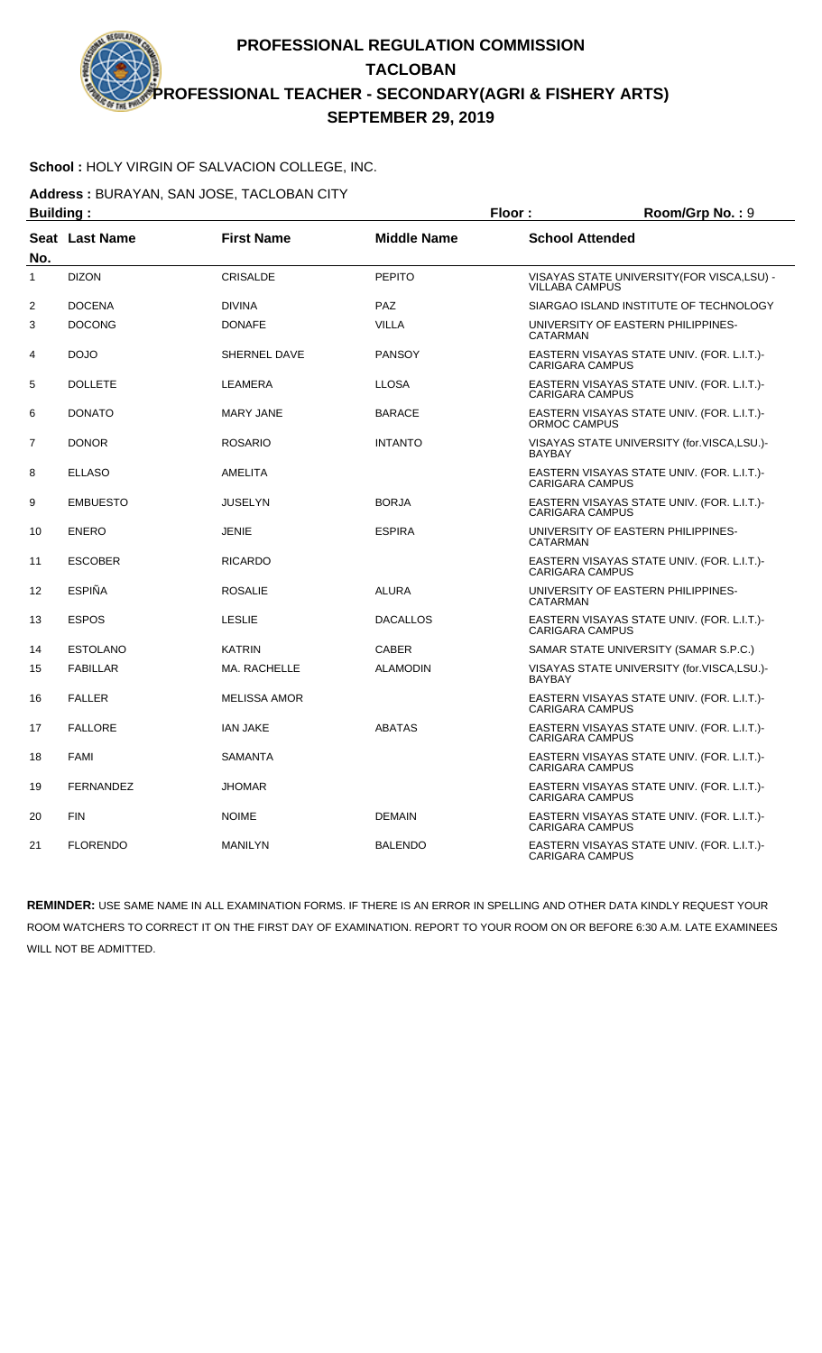# PROFESSIONAL REGULATION COMMISSION
## TACLOBAN
## PROFESSIONAL TEACHER - SECONDARY(AGRI & FISHERY ARTS)
## SEPTEMBER 29, 2019

**School :** HOLY VIRGIN OF SALVACION COLLEGE, INC.

**Address :** BURAYAN, SAN JOSE, TACLOBAN CITY

**Building :** **Floor :** **Room/Grp No. :** 9

| Seat No. | Last Name | First Name | Middle Name | School Attended |
|---|---|---|---|---|
| 1 | DIZON | CRISALDE | PEPITO | VISAYAS STATE UNIVERSITY(FOR VISCA,LSU) - VILLABA CAMPUS |
| 2 | DOCENA | DIVINA | PAZ | SIARGAO ISLAND INSTITUTE OF TECHNOLOGY |
| 3 | DOCONG | DONAFE | VILLA | UNIVERSITY OF EASTERN PHILIPPINES-CATARMAN |
| 4 | DOJO | SHERNEL DAVE | PANSOY | EASTERN VISAYAS STATE UNIV. (FOR. L.I.T.)-CARIGARA CAMPUS |
| 5 | DOLLETE | LEAMERA | LLOSA | EASTERN VISAYAS STATE UNIV. (FOR. L.I.T.)-CARIGARA CAMPUS |
| 6 | DONATO | MARY JANE | BARACE | EASTERN VISAYAS STATE UNIV. (FOR. L.I.T.)-ORMOC CAMPUS |
| 7 | DONOR | ROSARIO | INTANTO | VISAYAS STATE UNIVERSITY (for.VISCA,LSU.)-BAYBAY |
| 8 | ELLASO | AMELITA | | EASTERN VISAYAS STATE UNIV. (FOR. L.I.T.)-CARIGARA CAMPUS |
| 9 | EMBUESTO | JUSELYN | BORJA | EASTERN VISAYAS STATE UNIV. (FOR. L.I.T.)-CARIGARA CAMPUS |
| 10 | ENERO | JENIE | ESPIRA | UNIVERSITY OF EASTERN PHILIPPINES-CATARMAN |
| 11 | ESCOBER | RICARDO | | EASTERN VISAYAS STATE UNIV. (FOR. L.I.T.)-CARIGARA CAMPUS |
| 12 | ESPIÑA | ROSALIE | ALURA | UNIVERSITY OF EASTERN PHILIPPINES-CATARMAN |
| 13 | ESPOS | LESLIE | DACALLOS | EASTERN VISAYAS STATE UNIV. (FOR. L.I.T.)-CARIGARA CAMPUS |
| 14 | ESTOLANO | KATRIN | CABER | SAMAR STATE UNIVERSITY (SAMAR S.P.C.) |
| 15 | FABILLAR | MA. RACHELLE | ALAMODIN | VISAYAS STATE UNIVERSITY (for.VISCA,LSU.)-BAYBAY |
| 16 | FALLER | MELISSA AMOR | | EASTERN VISAYAS STATE UNIV. (FOR. L.I.T.)-CARIGARA CAMPUS |
| 17 | FALLORE | IAN JAKE | ABATAS | EASTERN VISAYAS STATE UNIV. (FOR. L.I.T.)-CARIGARA CAMPUS |
| 18 | FAMI | SAMANTA | | EASTERN VISAYAS STATE UNIV. (FOR. L.I.T.)-CARIGARA CAMPUS |
| 19 | FERNANDEZ | JHOMAR | | EASTERN VISAYAS STATE UNIV. (FOR. L.I.T.)-CARIGARA CAMPUS |
| 20 | FIN | NOIME | DEMAIN | EASTERN VISAYAS STATE UNIV. (FOR. L.I.T.)-CARIGARA CAMPUS |
| 21 | FLORENDO | MANILYN | BALENDO | EASTERN VISAYAS STATE UNIV. (FOR. L.I.T.)-CARIGARA CAMPUS |

**REMINDER:** USE SAME NAME IN ALL EXAMINATION FORMS. IF THERE IS AN ERROR IN SPELLING AND OTHER DATA KINDLY REQUEST YOUR ROOM WATCHERS TO CORRECT IT ON THE FIRST DAY OF EXAMINATION. REPORT TO YOUR ROOM ON OR BEFORE 6:30 A.M. LATE EXAMINEES WILL NOT BE ADMITTED.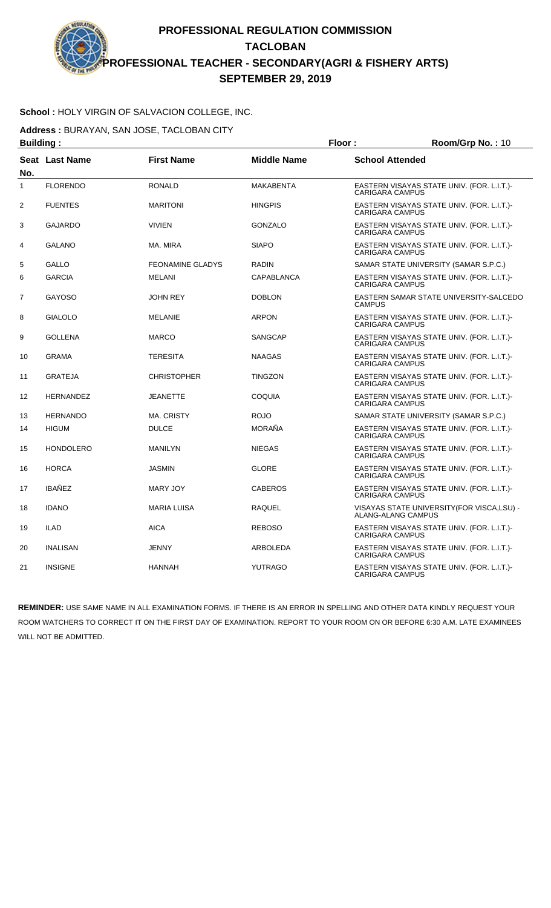# PROFESSIONAL REGULATION COMMISSION
## TACLOBAN
## PROFESSIONAL TEACHER - SECONDARY(AGRI & FISHERY ARTS)
## SEPTEMBER 29, 2019

**School :** HOLY VIRGIN OF SALVACION COLLEGE, INC.

**Address :** BURAYAN, SAN JOSE, TACLOBAN CITY

**Building :** **Floor :** **Room/Grp No. :** 10

| Seat No. | Last Name | First Name | Middle Name | School Attended |
|---|---|---|---|---|
| 1 | FLORENDO | RONALD | MAKABENTA | EASTERN VISAYAS STATE UNIV. (FOR. L.I.T.)-CARIGARA CAMPUS |
| 2 | FUENTES | MARITONI | HINGPIS | EASTERN VISAYAS STATE UNIV. (FOR. L.I.T.)-CARIGARA CAMPUS |
| 3 | GAJARDO | VIVIEN | GONZALO | EASTERN VISAYAS STATE UNIV. (FOR. L.I.T.)-CARIGARA CAMPUS |
| 4 | GALANO | MA. MIRA | SIAPO | EASTERN VISAYAS STATE UNIV. (FOR. L.I.T.)-CARIGARA CAMPUS |
| 5 | GALLO | FEONAMINE GLADYS | RADIN | SAMAR STATE UNIVERSITY (SAMAR S.P.C.) |
| 6 | GARCIA | MELANI | CAPABLANCA | EASTERN VISAYAS STATE UNIV. (FOR. L.I.T.)-CARIGARA CAMPUS |
| 7 | GAYOSO | JOHN REY | DOBLON | EASTERN SAMAR STATE UNIVERSITY-SALCEDO CAMPUS |
| 8 | GIALOLO | MELANIE | ARPON | EASTERN VISAYAS STATE UNIV. (FOR. L.I.T.)-CARIGARA CAMPUS |
| 9 | GOLLENA | MARCO | SANGCAP | EASTERN VISAYAS STATE UNIV. (FOR. L.I.T.)-CARIGARA CAMPUS |
| 10 | GRAMA | TERESITA | NAAGAS | EASTERN VISAYAS STATE UNIV. (FOR. L.I.T.)-CARIGARA CAMPUS |
| 11 | GRATEJA | CHRISTOPHER | TINGZON | EASTERN VISAYAS STATE UNIV. (FOR. L.I.T.)-CARIGARA CAMPUS |
| 12 | HERNANDEZ | JEANETTE | COQUIA | EASTERN VISAYAS STATE UNIV. (FOR. L.I.T.)-CARIGARA CAMPUS |
| 13 | HERNANDO | MA. CRISTY | ROJO | SAMAR STATE UNIVERSITY (SAMAR S.P.C.) |
| 14 | HIGUM | DULCE | MORAÑA | EASTERN VISAYAS STATE UNIV. (FOR. L.I.T.)-CARIGARA CAMPUS |
| 15 | HONDOLERO | MANILYN | NIEGAS | EASTERN VISAYAS STATE UNIV. (FOR. L.I.T.)-CARIGARA CAMPUS |
| 16 | HORCA | JASMIN | GLORE | EASTERN VISAYAS STATE UNIV. (FOR. L.I.T.)-CARIGARA CAMPUS |
| 17 | IBAÑEZ | MARY JOY | CABEROS | EASTERN VISAYAS STATE UNIV. (FOR. L.I.T.)-CARIGARA CAMPUS |
| 18 | IDANO | MARIA LUISA | RAQUEL | VISAYAS STATE UNIVERSITY(FOR VISCA,LSU) - ALANG-ALANG CAMPUS |
| 19 | ILAD | AICA | REBOSO | EASTERN VISAYAS STATE UNIV. (FOR. L.I.T.)-CARIGARA CAMPUS |
| 20 | INALISAN | JENNY | ARBOLEDA | EASTERN VISAYAS STATE UNIV. (FOR. L.I.T.)-CARIGARA CAMPUS |
| 21 | INSIGNE | HANNAH | YUTRAGO | EASTERN VISAYAS STATE UNIV. (FOR. L.I.T.)-CARIGARA CAMPUS |

**REMINDER:** USE SAME NAME IN ALL EXAMINATION FORMS. IF THERE IS AN ERROR IN SPELLING AND OTHER DATA KINDLY REQUEST YOUR ROOM WATCHERS TO CORRECT IT ON THE FIRST DAY OF EXAMINATION. REPORT TO YOUR ROOM ON OR BEFORE 6:30 A.M. LATE EXAMINEES WILL NOT BE ADMITTED.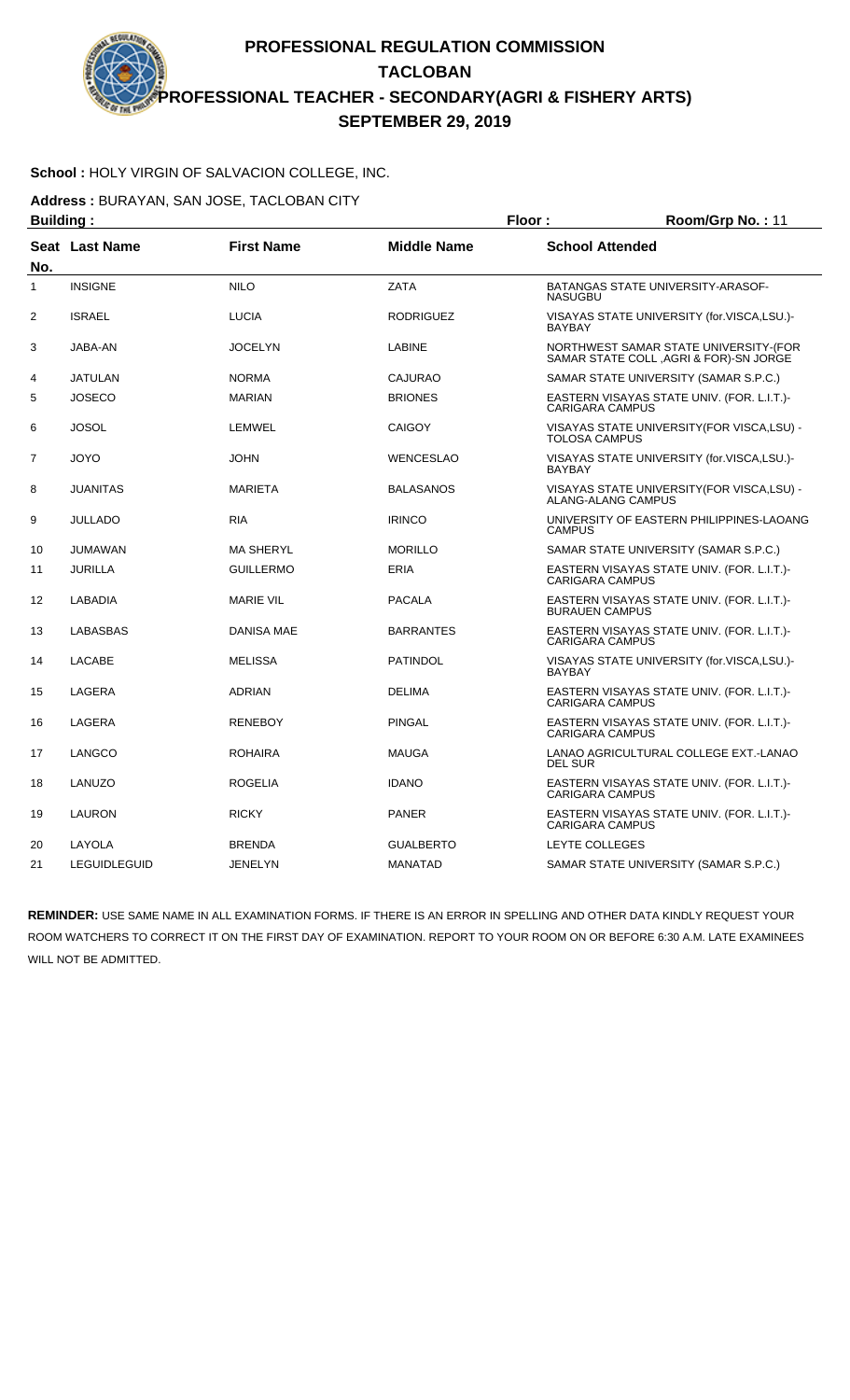# PROFESSIONAL REGULATION COMMISSION
## TACLOBAN
## PROFESSIONAL TEACHER - SECONDARY(AGRI & FISHERY ARTS)
## SEPTEMBER 29, 2019

**School :** HOLY VIRGIN OF SALVACION COLLEGE, INC.

**Address :** BURAYAN, SAN JOSE, TACLOBAN CITY

**Building :** **Floor :** **Room/Grp No. :** 11

| Seat No. | Last Name | First Name | Middle Name | School Attended |
|---|---|---|---|---|
| 1 | INSIGNE | NILO | ZATA | BATANGAS STATE UNIVERSITY-ARASOF-NASUGBU |
| 2 | ISRAEL | LUCIA | RODRIGUEZ | VISAYAS STATE UNIVERSITY (for.VISCA,LSU.)-BAYBAY |
| 3 | JABA-AN | JOCELYN | LABINE | NORTHWEST SAMAR STATE UNIVERSITY-(FOR SAMAR STATE COLL ,AGRI & FOR)-SN JORGE |
| 4 | JATULAN | NORMA | CAJURAO | SAMAR STATE UNIVERSITY (SAMAR S.P.C.) |
| 5 | JOSECO | MARIAN | BRIONES | EASTERN VISAYAS STATE UNIV. (FOR. L.I.T.)-CARIGARA CAMPUS |
| 6 | JOSOL | LEMWEL | CAIGOY | VISAYAS STATE UNIVERSITY(FOR VISCA,LSU) -TOLOSA CAMPUS |
| 7 | JOYO | JOHN | WENCESLAO | VISAYAS STATE UNIVERSITY (for.VISCA,LSU.)-BAYBAY |
| 8 | JUANITAS | MARIETA | BALASANOS | VISAYAS STATE UNIVERSITY(FOR VISCA,LSU) -ALANG-ALANG CAMPUS |
| 9 | JULLADO | RIA | IRINCO | UNIVERSITY OF EASTERN PHILIPPINES-LAOANG CAMPUS |
| 10 | JUMAWAN | MA SHERYL | MORILLO | SAMAR STATE UNIVERSITY (SAMAR S.P.C.) |
| 11 | JURILLA | GUILLERMO | ERIA | EASTERN VISAYAS STATE UNIV. (FOR. L.I.T.)-CARIGARA CAMPUS |
| 12 | LABADIA | MARIE VIL | PACALA | EASTERN VISAYAS STATE UNIV. (FOR. L.I.T.)-BURAUEN CAMPUS |
| 13 | LABASBAS | DANISA MAE | BARRANTES | EASTERN VISAYAS STATE UNIV. (FOR. L.I.T.)-CARIGARA CAMPUS |
| 14 | LACABE | MELISSA | PATINDOL | VISAYAS STATE UNIVERSITY (for.VISCA,LSU.)-BAYBAY |
| 15 | LAGERA | ADRIAN | DELIMA | EASTERN VISAYAS STATE UNIV. (FOR. L.I.T.)-CARIGARA CAMPUS |
| 16 | LAGERA | RENEBOY | PINGAL | EASTERN VISAYAS STATE UNIV. (FOR. L.I.T.)-CARIGARA CAMPUS |
| 17 | LANGCO | ROHAIRA | MAUGA | LANAO AGRICULTURAL COLLEGE EXT.-LANAO DEL SUR |
| 18 | LANUZO | ROGELIA | IDANO | EASTERN VISAYAS STATE UNIV. (FOR. L.I.T.)-CARIGARA CAMPUS |
| 19 | LAURON | RICKY | PANER | EASTERN VISAYAS STATE UNIV. (FOR. L.I.T.)-CARIGARA CAMPUS |
| 20 | LAYOLA | BRENDA | GUALBERTO | LEYTE COLLEGES |
| 21 | LEGUIDLEGUID | JENELYN | MANATAD | SAMAR STATE UNIVERSITY (SAMAR S.P.C.) |

**REMINDER:** USE SAME NAME IN ALL EXAMINATION FORMS. IF THERE IS AN ERROR IN SPELLING AND OTHER DATA KINDLY REQUEST YOUR ROOM WATCHERS TO CORRECT IT ON THE FIRST DAY OF EXAMINATION. REPORT TO YOUR ROOM ON OR BEFORE 6:30 A.M. LATE EXAMINEES WILL NOT BE ADMITTED.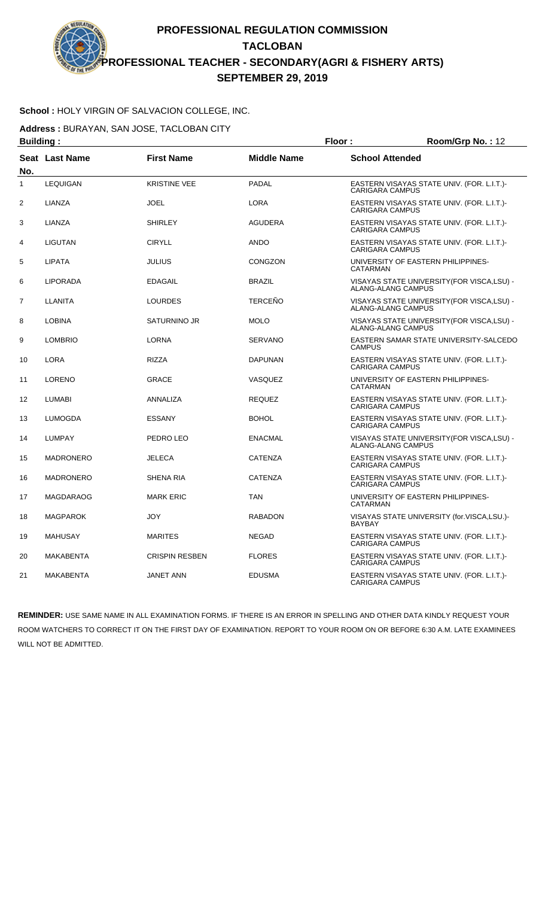# PROFESSIONAL REGULATION COMMISSION
## TACLOBAN
## PROFESSIONAL TEACHER - SECONDARY(AGRI & FISHERY ARTS)
## SEPTEMBER 29, 2019

**School :** HOLY VIRGIN OF SALVACION COLLEGE, INC.

**Address :** BURAYAN, SAN JOSE, TACLOBAN CITY

**Building :** **Floor :** **Room/Grp No. :** 12

| Seat No. | Last Name | First Name | Middle Name | School Attended |
|---|---|---|---|---|
| 1 | LEQUIGAN | KRISTINE VEE | PADAL | EASTERN VISAYAS STATE UNIV. (FOR. L.I.T.)-CARIGARA CAMPUS |
| 2 | LIANZA | JOEL | LORA | EASTERN VISAYAS STATE UNIV. (FOR. L.I.T.)-CARIGARA CAMPUS |
| 3 | LIANZA | SHIRLEY | AGUDERA | EASTERN VISAYAS STATE UNIV. (FOR. L.I.T.)-CARIGARA CAMPUS |
| 4 | LIGUTAN | CIRYLL | ANDO | EASTERN VISAYAS STATE UNIV. (FOR. L.I.T.)-CARIGARA CAMPUS |
| 5 | LIPATA | JULIUS | CONGZON | UNIVERSITY OF EASTERN PHILIPPINES-CATARMAN |
| 6 | LIPORADA | EDAGAIL | BRAZIL | VISAYAS STATE UNIVERSITY(FOR VISCA,LSU) - ALANG-ALANG CAMPUS |
| 7 | LLANITA | LOURDES | TERCEÑO | VISAYAS STATE UNIVERSITY(FOR VISCA,LSU) - ALANG-ALANG CAMPUS |
| 8 | LOBINA | SATURNINO JR | MOLO | VISAYAS STATE UNIVERSITY(FOR VISCA,LSU) - ALANG-ALANG CAMPUS |
| 9 | LOMBRIO | LORNA | SERVANO | EASTERN SAMAR STATE UNIVERSITY-SALCEDO CAMPUS |
| 10 | LORA | RIZZA | DAPUNAN | EASTERN VISAYAS STATE UNIV. (FOR. L.I.T.)-CARIGARA CAMPUS |
| 11 | LORENO | GRACE | VASQUEZ | UNIVERSITY OF EASTERN PHILIPPINES-CATARMAN |
| 12 | LUMABI | ANNALIZA | REQUEZ | EASTERN VISAYAS STATE UNIV. (FOR. L.I.T.)-CARIGARA CAMPUS |
| 13 | LUMOGDA | ESSANY | BOHOL | EASTERN VISAYAS STATE UNIV. (FOR. L.I.T.)-CARIGARA CAMPUS |
| 14 | LUMPAY | PEDRO LEO | ENACMAL | VISAYAS STATE UNIVERSITY(FOR VISCA,LSU) - ALANG-ALANG CAMPUS |
| 15 | MADRONERO | JELECA | CATENZA | EASTERN VISAYAS STATE UNIV. (FOR. L.I.T.)-CARIGARA CAMPUS |
| 16 | MADRONERO | SHENA RIA | CATENZA | EASTERN VISAYAS STATE UNIV. (FOR. L.I.T.)-CARIGARA CAMPUS |
| 17 | MAGDARAOG | MARK ERIC | TAN | UNIVERSITY OF EASTERN PHILIPPINES-CATARMAN |
| 18 | MAGPAROK | JOY | RABADON | VISAYAS STATE UNIVERSITY (for.VISCA,LSU.)-BAYBAY |
| 19 | MAHUSAY | MARITES | NEGAD | EASTERN VISAYAS STATE UNIV. (FOR. L.I.T.)-CARIGARA CAMPUS |
| 20 | MAKABENTA | CRISPIN RESBEN | FLORES | EASTERN VISAYAS STATE UNIV. (FOR. L.I.T.)-CARIGARA CAMPUS |
| 21 | MAKABENTA | JANET ANN | EDUSMA | EASTERN VISAYAS STATE UNIV. (FOR. L.I.T.)-CARIGARA CAMPUS |

**REMINDER:** USE SAME NAME IN ALL EXAMINATION FORMS. IF THERE IS AN ERROR IN SPELLING AND OTHER DATA KINDLY REQUEST YOUR ROOM WATCHERS TO CORRECT IT ON THE FIRST DAY OF EXAMINATION. REPORT TO YOUR ROOM ON OR BEFORE 6:30 A.M. LATE EXAMINEES WILL NOT BE ADMITTED.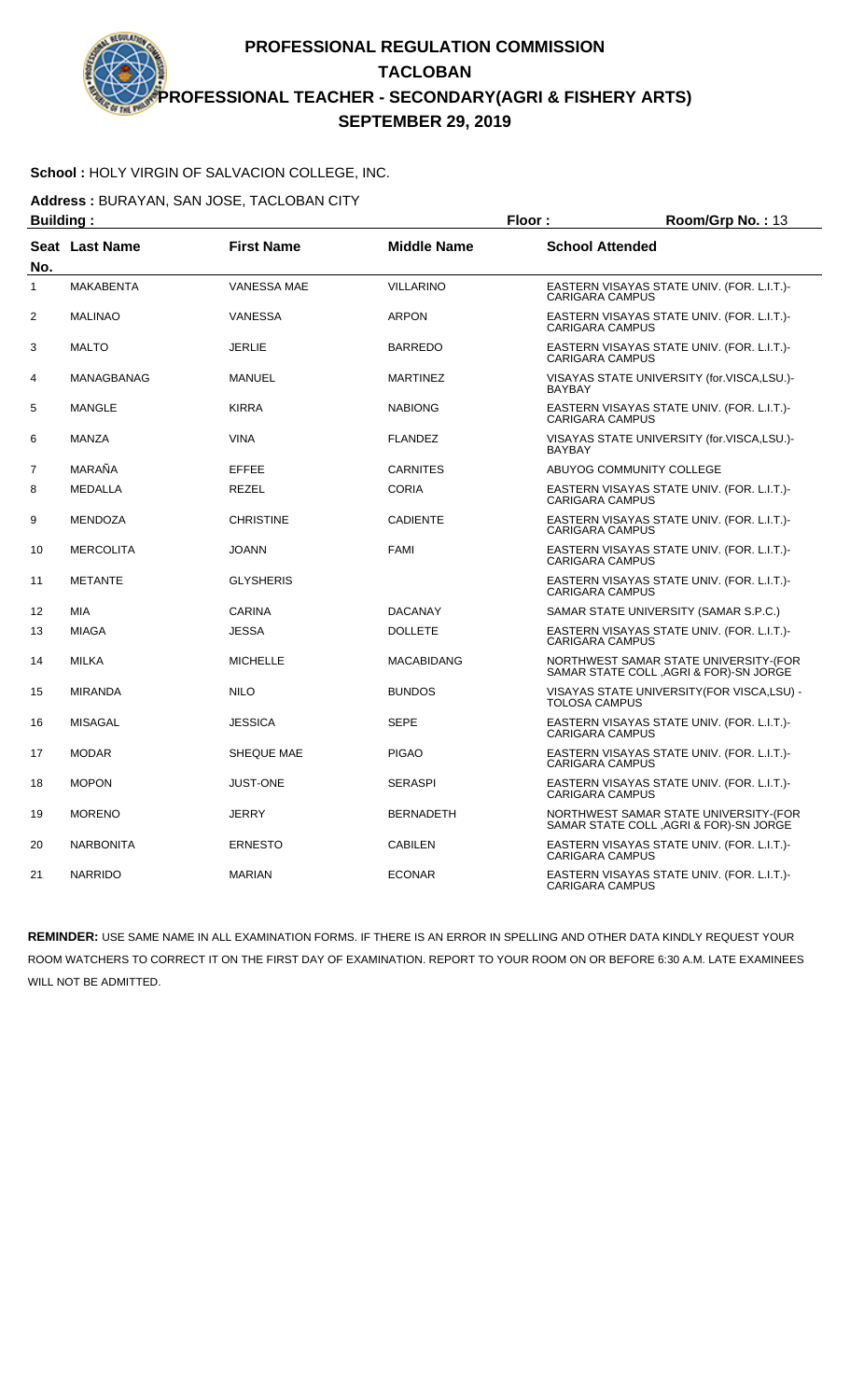# PROFESSIONAL REGULATION COMMISSION
## TACLOBAN
## PROFESSIONAL TEACHER - SECONDARY(AGRI & FISHERY ARTS)
## SEPTEMBER 29, 2019

**School :** HOLY VIRGIN OF SALVACION COLLEGE, INC.

**Address :** BURAYAN, SAN JOSE, TACLOBAN CITY

**Building :** **Floor :** **Room/Grp No. :** 13

| Seat No. | Last Name | First Name | Middle Name | School Attended |
|---|---|---|---|---|
| 1 | MAKABENTA | VANESSA MAE | VILLARINO | EASTERN VISAYAS STATE UNIV. (FOR. L.I.T.)-CARIGARA CAMPUS |
| 2 | MALINAO | VANESSA | ARPON | EASTERN VISAYAS STATE UNIV. (FOR. L.I.T.)-CARIGARA CAMPUS |
| 3 | MALTO | JERLIE | BARREDO | EASTERN VISAYAS STATE UNIV. (FOR. L.I.T.)-CARIGARA CAMPUS |
| 4 | MANAGBANAG | MANUEL | MARTINEZ | VISAYAS STATE UNIVERSITY (for.VISCA,LSU.)-BAYBAY |
| 5 | MANGLE | KIRRA | NABIONG | EASTERN VISAYAS STATE UNIV. (FOR. L.I.T.)-CARIGARA CAMPUS |
| 6 | MANZA | VINA | FLANDEZ | VISAYAS STATE UNIVERSITY (for.VISCA,LSU.)-BAYBAY |
| 7 | MARAÑA | EFFEE | CARNITES | ABUYOG COMMUNITY COLLEGE |
| 8 | MEDALLA | REZEL | CORIA | EASTERN VISAYAS STATE UNIV. (FOR. L.I.T.)-CARIGARA CAMPUS |
| 9 | MENDOZA | CHRISTINE | CADIENTE | EASTERN VISAYAS STATE UNIV. (FOR. L.I.T.)-CARIGARA CAMPUS |
| 10 | MERCOLITA | JOANN | FAMI | EASTERN VISAYAS STATE UNIV. (FOR. L.I.T.)-CARIGARA CAMPUS |
| 11 | METANTE | GLYSHERIS | | EASTERN VISAYAS STATE UNIV. (FOR. L.I.T.)-CARIGARA CAMPUS |
| 12 | MIA | CARINA | DACANAY | SAMAR STATE UNIVERSITY (SAMAR S.P.C.) |
| 13 | MIAGA | JESSA | DOLLETE | EASTERN VISAYAS STATE UNIV. (FOR. L.I.T.)-CARIGARA CAMPUS |
| 14 | MILKA | MICHELLE | MACABIDANG | NORTHWEST SAMAR STATE UNIVERSITY-(FOR SAMAR STATE COLL ,AGRI & FOR)-SN JORGE |
| 15 | MIRANDA | NILO | BUNDOS | VISAYAS STATE UNIVERSITY(FOR VISCA,LSU) -TOLOSA CAMPUS |
| 16 | MISAGAL | JESSICA | SEPE | EASTERN VISAYAS STATE UNIV. (FOR. L.I.T.)-CARIGARA CAMPUS |
| 17 | MODAR | SHEQUE MAE | PIGAO | EASTERN VISAYAS STATE UNIV. (FOR. L.I.T.)-CARIGARA CAMPUS |
| 18 | MOPON | JUST-ONE | SERASPI | EASTERN VISAYAS STATE UNIV. (FOR. L.I.T.)-CARIGARA CAMPUS |
| 19 | MORENO | JERRY | BERNADETH | NORTHWEST SAMAR STATE UNIVERSITY-(FOR SAMAR STATE COLL ,AGRI & FOR)-SN JORGE |
| 20 | NARBONITA | ERNESTO | CABILEN | EASTERN VISAYAS STATE UNIV. (FOR. L.I.T.)-CARIGARA CAMPUS |
| 21 | NARRIDO | MARIAN | ECONAR | EASTERN VISAYAS STATE UNIV. (FOR. L.I.T.)-CARIGARA CAMPUS |

**REMINDER:** USE SAME NAME IN ALL EXAMINATION FORMS. IF THERE IS AN ERROR IN SPELLING AND OTHER DATA KINDLY REQUEST YOUR ROOM WATCHERS TO CORRECT IT ON THE FIRST DAY OF EXAMINATION. REPORT TO YOUR ROOM ON OR BEFORE 6:30 A.M. LATE EXAMINEES WILL NOT BE ADMITTED.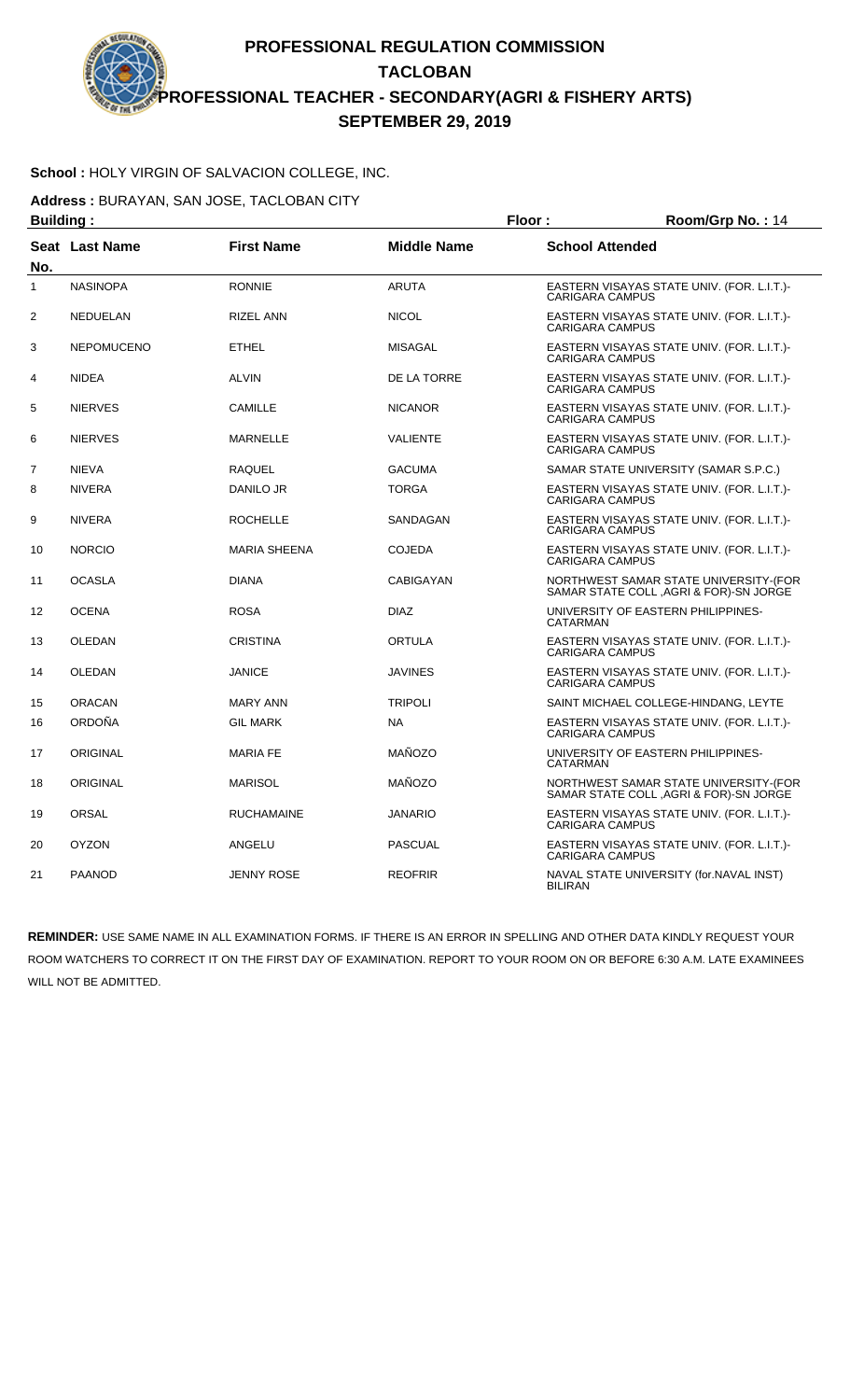# PROFESSIONAL REGULATION COMMISSION
## TACLOBAN
## PROFESSIONAL TEACHER - SECONDARY(AGRI & FISHERY ARTS)
## SEPTEMBER 29, 2019

**School :** HOLY VIRGIN OF SALVACION COLLEGE, INC.

**Address :** BURAYAN, SAN JOSE, TACLOBAN CITY

**Building :** **Floor :** **Room/Grp No. :** 14

| Seat No. | Last Name | First Name | Middle Name | School Attended |
|---|---|---|---|---|
| 1 | NASINOPA | RONNIE | ARUTA | EASTERN VISAYAS STATE UNIV. (FOR. L.I.T.)-CARIGARA CAMPUS |
| 2 | NEDUELAN | RIZEL ANN | NICOL | EASTERN VISAYAS STATE UNIV. (FOR. L.I.T.)-CARIGARA CAMPUS |
| 3 | NEPOMUCENO | ETHEL | MISAGAL | EASTERN VISAYAS STATE UNIV. (FOR. L.I.T.)-CARIGARA CAMPUS |
| 4 | NIDEA | ALVIN | DE LA TORRE | EASTERN VISAYAS STATE UNIV. (FOR. L.I.T.)-CARIGARA CAMPUS |
| 5 | NIERVES | CAMILLE | NICANOR | EASTERN VISAYAS STATE UNIV. (FOR. L.I.T.)-CARIGARA CAMPUS |
| 6 | NIERVES | MARNELLE | VALIENTE | EASTERN VISAYAS STATE UNIV. (FOR. L.I.T.)-CARIGARA CAMPUS |
| 7 | NIEVA | RAQUEL | GACUMA | SAMAR STATE UNIVERSITY (SAMAR S.P.C.) |
| 8 | NIVERA | DANILO JR | TORGA | EASTERN VISAYAS STATE UNIV. (FOR. L.I.T.)-CARIGARA CAMPUS |
| 9 | NIVERA | ROCHELLE | SANDAGAN | EASTERN VISAYAS STATE UNIV. (FOR. L.I.T.)-CARIGARA CAMPUS |
| 10 | NORCIO | MARIA SHEENA | COJEDA | EASTERN VISAYAS STATE UNIV. (FOR. L.I.T.)-CARIGARA CAMPUS |
| 11 | OCASLA | DIANA | CABIGAYAN | NORTHWEST SAMAR STATE UNIVERSITY-(FOR SAMAR STATE COLL ,AGRI & FOR)-SN JORGE |
| 12 | OCENA | ROSA | DIAZ | UNIVERSITY OF EASTERN PHILIPPINES-CATARMAN |
| 13 | OLEDAN | CRISTINA | ORTULA | EASTERN VISAYAS STATE UNIV. (FOR. L.I.T.)-CARIGARA CAMPUS |
| 14 | OLEDAN | JANICE | JAVINES | EASTERN VISAYAS STATE UNIV. (FOR. L.I.T.)-CARIGARA CAMPUS |
| 15 | ORACAN | MARY ANN | TRIPOLI | SAINT MICHAEL COLLEGE-HINDANG, LEYTE |
| 16 | ORDOÑA | GIL MARK | NA | EASTERN VISAYAS STATE UNIV. (FOR. L.I.T.)-CARIGARA CAMPUS |
| 17 | ORIGINAL | MARIA FE | MAÑOZO | UNIVERSITY OF EASTERN PHILIPPINES-CATARMAN |
| 18 | ORIGINAL | MARISOL | MAÑOZO | NORTHWEST SAMAR STATE UNIVERSITY-(FOR SAMAR STATE COLL ,AGRI & FOR)-SN JORGE |
| 19 | ORSAL | RUCHAMAINE | JANARIO | EASTERN VISAYAS STATE UNIV. (FOR. L.I.T.)-CARIGARA CAMPUS |
| 20 | OYZON | ANGELU | PASCUAL | EASTERN VISAYAS STATE UNIV. (FOR. L.I.T.)-CARIGARA CAMPUS |
| 21 | PAANOD | JENNY ROSE | REOFRIR | NAVAL STATE UNIVERSITY (for.NAVAL INST) BILIRAN |

**REMINDER:** USE SAME NAME IN ALL EXAMINATION FORMS. IF THERE IS AN ERROR IN SPELLING AND OTHER DATA KINDLY REQUEST YOUR ROOM WATCHERS TO CORRECT IT ON THE FIRST DAY OF EXAMINATION. REPORT TO YOUR ROOM ON OR BEFORE 6:30 A.M. LATE EXAMINEES WILL NOT BE ADMITTED.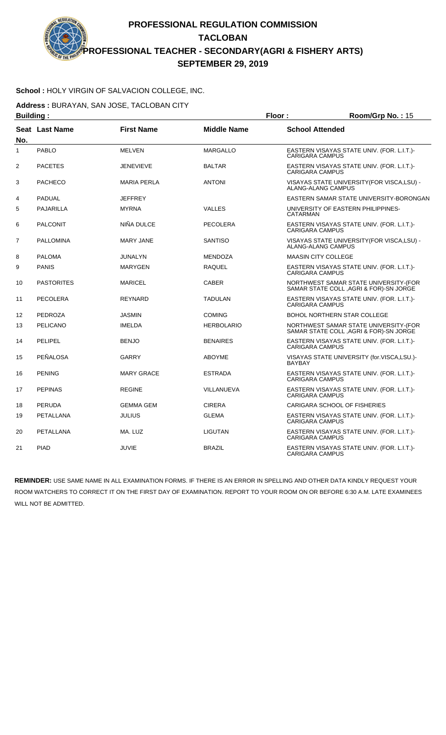# PROFESSIONAL REGULATION COMMISSION
## TACLOBAN
## PROFESSIONAL TEACHER - SECONDARY(AGRI & FISHERY ARTS)
## SEPTEMBER 29, 2019

**School :** HOLY VIRGIN OF SALVACION COLLEGE, INC.

**Address :** BURAYAN, SAN JOSE, TACLOBAN CITY

**Building :** **Floor :** **Room/Grp No. :** 15

| Seat No. | Last Name | First Name | Middle Name | School Attended |
|---|---|---|---|---|
| 1 | PABLO | MELVEN | MARGALLO | EASTERN VISAYAS STATE UNIV. (FOR. L.I.T.)-CARIGARA CAMPUS |
| 2 | PACETES | JENEVIEVE | BALTAR | EASTERN VISAYAS STATE UNIV. (FOR. L.I.T.)-CARIGARA CAMPUS |
| 3 | PACHECO | MARIA PERLA | ANTONI | VISAYAS STATE UNIVERSITY(FOR VISCA,LSU) - ALANG-ALANG CAMPUS |
| 4 | PADUAL | JEFFREY | | EASTERN SAMAR STATE UNIVERSITY-BORONGAN |
| 5 | PAJARILLA | MYRNA | VALLES | UNIVERSITY OF EASTERN PHILIPPINES-CATARMAN |
| 6 | PALCONIT | NIÑA DULCE | PECOLERA | EASTERN VISAYAS STATE UNIV. (FOR. L.I.T.)-CARIGARA CAMPUS |
| 7 | PALLOMINA | MARY JANE | SANTISO | VISAYAS STATE UNIVERSITY(FOR VISCA,LSU) - ALANG-ALANG CAMPUS |
| 8 | PALOMA | JUNALYN | MENDOZA | MAASIN CITY COLLEGE |
| 9 | PANIS | MARYGEN | RAQUEL | EASTERN VISAYAS STATE UNIV. (FOR. L.I.T.)-CARIGARA CAMPUS |
| 10 | PASTORITES | MARICEL | CABER | NORTHWEST SAMAR STATE UNIVERSITY-(FOR SAMAR STATE COLL ,AGRI & FOR)-SN JORGE |
| 11 | PECOLERA | REYNARD | TADULAN | EASTERN VISAYAS STATE UNIV. (FOR. L.I.T.)-CARIGARA CAMPUS |
| 12 | PEDROZA | JASMIN | COMING | BOHOL NORTHERN STAR COLLEGE |
| 13 | PELICANO | IMELDA | HERBOLARIO | NORTHWEST SAMAR STATE UNIVERSITY-(FOR SAMAR STATE COLL ,AGRI & FOR)-SN JORGE |
| 14 | PELIPEL | BENJO | BENAIRES | EASTERN VISAYAS STATE UNIV. (FOR. L.I.T.)-CARIGARA CAMPUS |
| 15 | PEÑALOSA | GARRY | ABOYME | VISAYAS STATE UNIVERSITY (for.VISCA,LSU.)-BAYBAY |
| 16 | PENING | MARY GRACE | ESTRADA | EASTERN VISAYAS STATE UNIV. (FOR. L.I.T.)-CARIGARA CAMPUS |
| 17 | PEPINAS | REGINE | VILLANUEVA | EASTERN VISAYAS STATE UNIV. (FOR. L.I.T.)-CARIGARA CAMPUS |
| 18 | PERUDA | GEMMA GEM | CIRERA | CARIGARA SCHOOL OF FISHERIES |
| 19 | PETALLANA | JULIUS | GLEMA | EASTERN VISAYAS STATE UNIV. (FOR. L.I.T.)-CARIGARA CAMPUS |
| 20 | PETALLANA | MA. LUZ | LIGUTAN | EASTERN VISAYAS STATE UNIV. (FOR. L.I.T.)-CARIGARA CAMPUS |
| 21 | PIAD | JUVIE | BRAZIL | EASTERN VISAYAS STATE UNIV. (FOR. L.I.T.)-CARIGARA CAMPUS |

**REMINDER:** USE SAME NAME IN ALL EXAMINATION FORMS. IF THERE IS AN ERROR IN SPELLING AND OTHER DATA KINDLY REQUEST YOUR ROOM WATCHERS TO CORRECT IT ON THE FIRST DAY OF EXAMINATION. REPORT TO YOUR ROOM ON OR BEFORE 6:30 A.M. LATE EXAMINEES WILL NOT BE ADMITTED.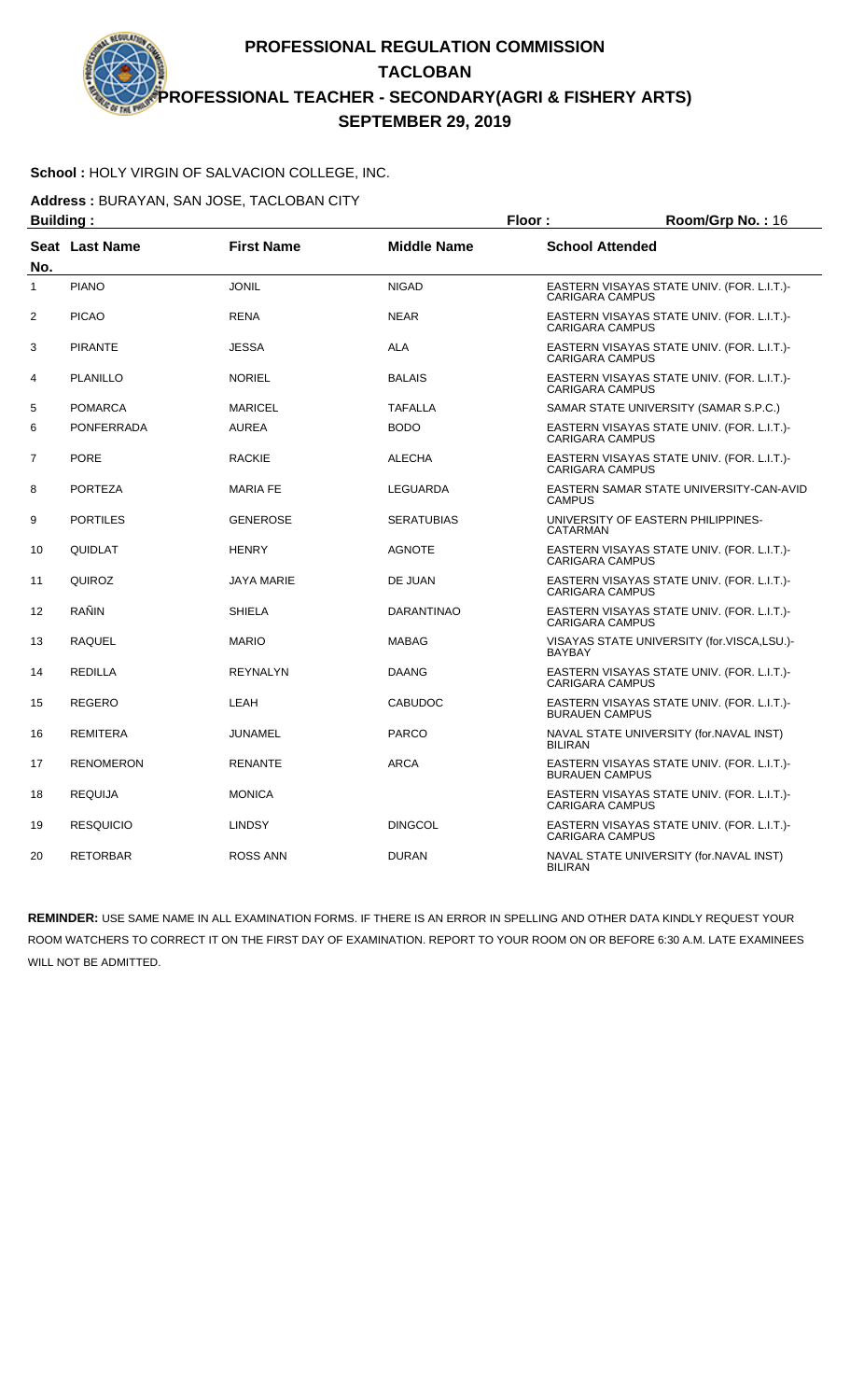# PROFESSIONAL REGULATION COMMISSION
## TACLOBAN
## PROFESSIONAL TEACHER - SECONDARY(AGRI & FISHERY ARTS)
## SEPTEMBER 29, 2019

**School :** HOLY VIRGIN OF SALVACION COLLEGE, INC.

**Address :** BURAYAN, SAN JOSE, TACLOBAN CITY

**Building :** **Floor :** **Room/Grp No. :** 16

| Seat No. | Last Name | First Name | Middle Name | School Attended |
|---|---|---|---|---|
| 1 | PIANO | JONIL | NIGAD | EASTERN VISAYAS STATE UNIV. (FOR. L.I.T.)-CARIGARA CAMPUS |
| 2 | PICAO | RENA | NEAR | EASTERN VISAYAS STATE UNIV. (FOR. L.I.T.)-CARIGARA CAMPUS |
| 3 | PIRANTE | JESSA | ALA | EASTERN VISAYAS STATE UNIV. (FOR. L.I.T.)-CARIGARA CAMPUS |
| 4 | PLANILLO | NORIEL | BALAIS | EASTERN VISAYAS STATE UNIV. (FOR. L.I.T.)-CARIGARA CAMPUS |
| 5 | POMARCA | MARICEL | TAFALLA | SAMAR STATE UNIVERSITY (SAMAR S.P.C.) |
| 6 | PONFERRADA | AUREA | BODO | EASTERN VISAYAS STATE UNIV. (FOR. L.I.T.)-CARIGARA CAMPUS |
| 7 | PORE | RACKIE | ALECHA | EASTERN VISAYAS STATE UNIV. (FOR. L.I.T.)-CARIGARA CAMPUS |
| 8 | PORTEZA | MARIA FE | LEGUARDA | EASTERN SAMAR STATE UNIVERSITY-CAN-AVID CAMPUS |
| 9 | PORTILES | GENEROSE | SERATUBIAS | UNIVERSITY OF EASTERN PHILIPPINES-CATARMAN |
| 10 | QUIDLAT | HENRY | AGNOTE | EASTERN VISAYAS STATE UNIV. (FOR. L.I.T.)-CARIGARA CAMPUS |
| 11 | QUIROZ | JAYA MARIE | DE JUAN | EASTERN VISAYAS STATE UNIV. (FOR. L.I.T.)-CARIGARA CAMPUS |
| 12 | RAÑIN | SHIELA | DARANTINAO | EASTERN VISAYAS STATE UNIV. (FOR. L.I.T.)-CARIGARA CAMPUS |
| 13 | RAQUEL | MARIO | MABAG | VISAYAS STATE UNIVERSITY (for.VISCA,LSU.)-BAYBAY |
| 14 | REDILLA | REYNALYN | DAANG | EASTERN VISAYAS STATE UNIV. (FOR. L.I.T.)-CARIGARA CAMPUS |
| 15 | REGERO | LEAH | CABUDOC | EASTERN VISAYAS STATE UNIV. (FOR. L.I.T.)-BURAUEN CAMPUS |
| 16 | REMITERA | JUNAMEL | PARCO | NAVAL STATE UNIVERSITY (for.NAVAL INST) BILIRAN |
| 17 | RENOMERON | RENANTE | ARCA | EASTERN VISAYAS STATE UNIV. (FOR. L.I.T.)-BURAUEN CAMPUS |
| 18 | REQUIJA | MONICA | | EASTERN VISAYAS STATE UNIV. (FOR. L.I.T.)-CARIGARA CAMPUS |
| 19 | RESQUICIO | LINDSY | DINGCOL | EASTERN VISAYAS STATE UNIV. (FOR. L.I.T.)-CARIGARA CAMPUS |
| 20 | RETORBAR | ROSS ANN | DURAN | NAVAL STATE UNIVERSITY (for.NAVAL INST) BILIRAN |

**REMINDER:** USE SAME NAME IN ALL EXAMINATION FORMS. IF THERE IS AN ERROR IN SPELLING AND OTHER DATA KINDLY REQUEST YOUR ROOM WATCHERS TO CORRECT IT ON THE FIRST DAY OF EXAMINATION. REPORT TO YOUR ROOM ON OR BEFORE 6:30 A.M. LATE EXAMINEES WILL NOT BE ADMITTED.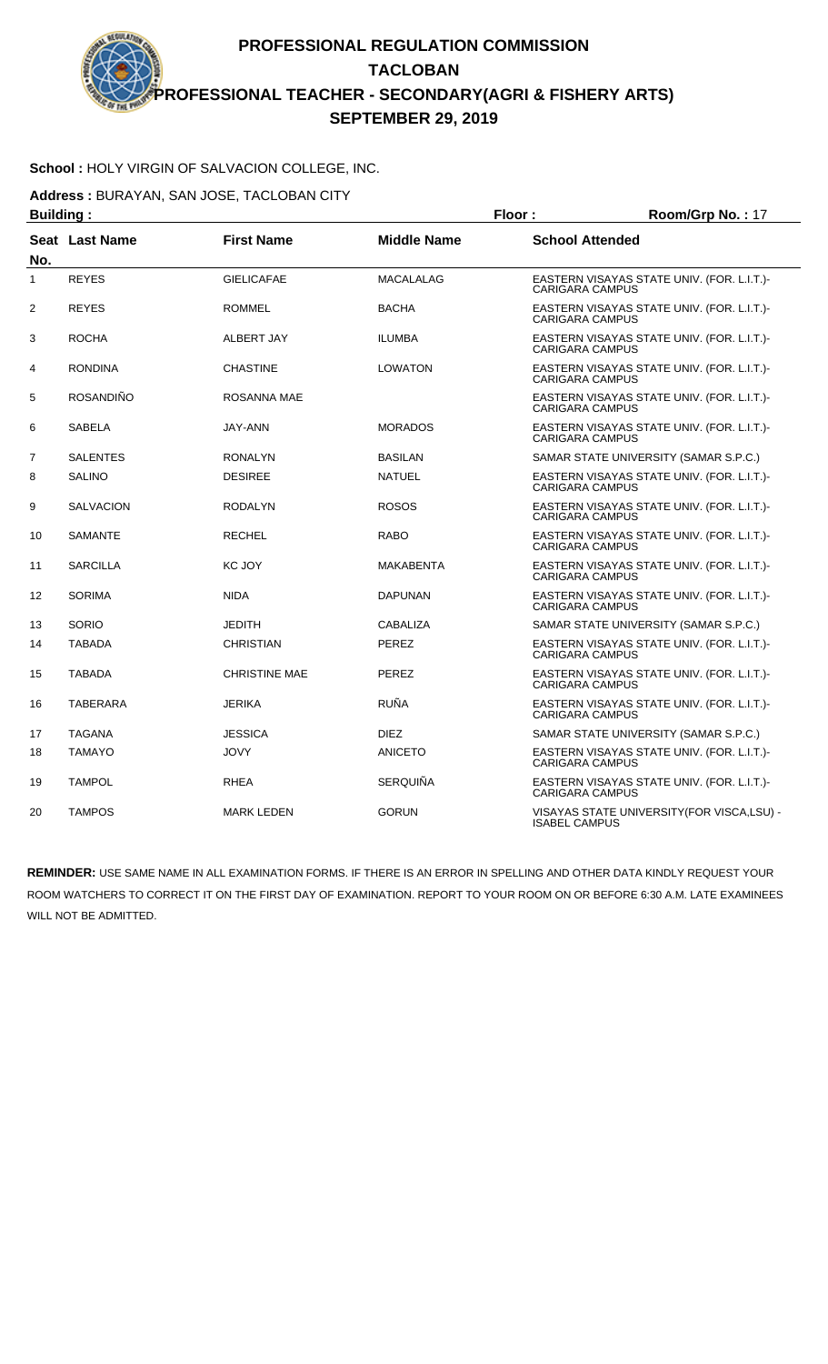# PROFESSIONAL REGULATION COMMISSION
## TACLOBAN
## PROFESSIONAL TEACHER - SECONDARY(AGRI & FISHERY ARTS)
## SEPTEMBER 29, 2019

**School :** HOLY VIRGIN OF SALVACION COLLEGE, INC.

**Address :** BURAYAN, SAN JOSE, TACLOBAN CITY

**Building :** **Floor :** **Room/Grp No. :** 17

| Seat No. | Last Name | First Name | Middle Name | School Attended |
|---|---|---|---|---|
| 1 | REYES | GIELICAFAE | MACALALAG | EASTERN VISAYAS STATE UNIV. (FOR. L.I.T.)-CARIGARA CAMPUS |
| 2 | REYES | ROMMEL | BACHA | EASTERN VISAYAS STATE UNIV. (FOR. L.I.T.)-CARIGARA CAMPUS |
| 3 | ROCHA | ALBERT JAY | ILUMBA | EASTERN VISAYAS STATE UNIV. (FOR. L.I.T.)-CARIGARA CAMPUS |
| 4 | RONDINA | CHASTINE | LOWATON | EASTERN VISAYAS STATE UNIV. (FOR. L.I.T.)-CARIGARA CAMPUS |
| 5 | ROSANDIÑO | ROSANNA MAE | | EASTERN VISAYAS STATE UNIV. (FOR. L.I.T.)-CARIGARA CAMPUS |
| 6 | SABELA | JAY-ANN | MORADOS | EASTERN VISAYAS STATE UNIV. (FOR. L.I.T.)-CARIGARA CAMPUS |
| 7 | SALENTES | RONALYN | BASILAN | SAMAR STATE UNIVERSITY (SAMAR S.P.C.) |
| 8 | SALINO | DESIREE | NATUEL | EASTERN VISAYAS STATE UNIV. (FOR. L.I.T.)-CARIGARA CAMPUS |
| 9 | SALVACION | RODALYN | ROSOS | EASTERN VISAYAS STATE UNIV. (FOR. L.I.T.)-CARIGARA CAMPUS |
| 10 | SAMANTE | RECHEL | RABO | EASTERN VISAYAS STATE UNIV. (FOR. L.I.T.)-CARIGARA CAMPUS |
| 11 | SARCILLA | KC JOY | MAKABENTA | EASTERN VISAYAS STATE UNIV. (FOR. L.I.T.)-CARIGARA CAMPUS |
| 12 | SORIMA | NIDA | DAPUNAN | EASTERN VISAYAS STATE UNIV. (FOR. L.I.T.)-CARIGARA CAMPUS |
| 13 | SORIO | JEDITH | CABALIZA | SAMAR STATE UNIVERSITY (SAMAR S.P.C.) |
| 14 | TABADA | CHRISTIAN | PEREZ | EASTERN VISAYAS STATE UNIV. (FOR. L.I.T.)-CARIGARA CAMPUS |
| 15 | TABADA | CHRISTINE MAE | PEREZ | EASTERN VISAYAS STATE UNIV. (FOR. L.I.T.)-CARIGARA CAMPUS |
| 16 | TABERARA | JERIKA | RUÑA | EASTERN VISAYAS STATE UNIV. (FOR. L.I.T.)-CARIGARA CAMPUS |
| 17 | TAGANA | JESSICA | DIEZ | SAMAR STATE UNIVERSITY (SAMAR S.P.C.) |
| 18 | TAMAYO | JOVY | ANICETO | EASTERN VISAYAS STATE UNIV. (FOR. L.I.T.)-CARIGARA CAMPUS |
| 19 | TAMPOL | RHEA | SERQUIÑA | EASTERN VISAYAS STATE UNIV. (FOR. L.I.T.)-CARIGARA CAMPUS |
| 20 | TAMPOS | MARK LEDEN | GORUN | VISAYAS STATE UNIVERSITY(FOR VISCA,LSU) - ISABEL CAMPUS |

**REMINDER:** USE SAME NAME IN ALL EXAMINATION FORMS. IF THERE IS AN ERROR IN SPELLING AND OTHER DATA KINDLY REQUEST YOUR ROOM WATCHERS TO CORRECT IT ON THE FIRST DAY OF EXAMINATION. REPORT TO YOUR ROOM ON OR BEFORE 6:30 A.M. LATE EXAMINEES WILL NOT BE ADMITTED.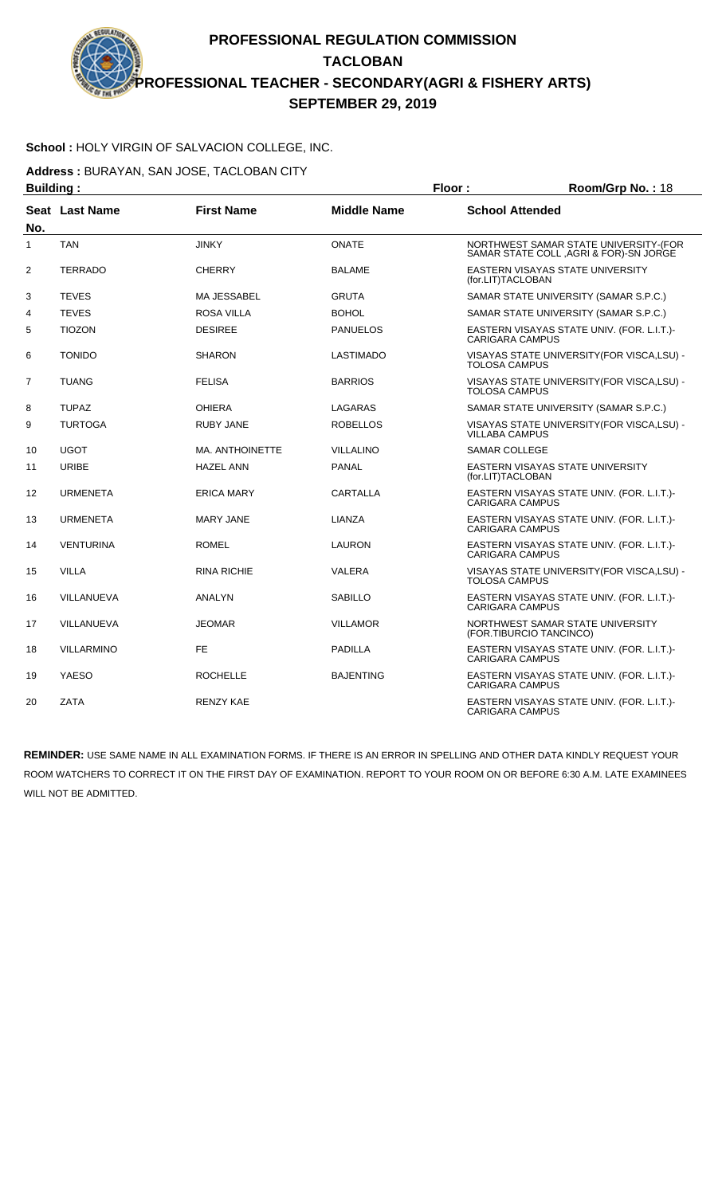# PROFESSIONAL REGULATION COMMISSION

## TACLOBAN

## PROFESSIONAL TEACHER - SECONDARY(AGRI & FISHERY ARTS)

## SEPTEMBER 29, 2019

**School :** HOLY VIRGIN OF SALVACION COLLEGE, INC.

**Address :** BURAYAN, SAN JOSE, TACLOBAN CITY

**Building :** **Floor :** **Room/Grp No. :** 18

| Seat No. | Last Name | First Name | Middle Name | School Attended |
|---|---|---|---|---|
| 1 | TAN | JINKY | ONATE | NORTHWEST SAMAR STATE UNIVERSITY-(FOR SAMAR STATE COLL ,AGRI & FOR)-SN JORGE |
| 2 | TERRADO | CHERRY | BALAME | EASTERN VISAYAS STATE UNIVERSITY (for.LIT)TACLOBAN |
| 3 | TEVES | MA JESSABEL | GRUTA | SAMAR STATE UNIVERSITY (SAMAR S.P.C.) |
| 4 | TEVES | ROSA VILLA | BOHOL | SAMAR STATE UNIVERSITY (SAMAR S.P.C.) |
| 5 | TIOZON | DESIREE | PANUELOS | EASTERN VISAYAS STATE UNIV. (FOR. L.I.T.)-CARIGARA CAMPUS |
| 6 | TONIDO | SHARON | LASTIMADO | VISAYAS STATE UNIVERSITY(FOR VISCA,LSU) - TOLOSA CAMPUS |
| 7 | TUANG | FELISA | BARRIOS | VISAYAS STATE UNIVERSITY(FOR VISCA,LSU) - TOLOSA CAMPUS |
| 8 | TUPAZ | OHIERA | LAGARAS | SAMAR STATE UNIVERSITY (SAMAR S.P.C.) |
| 9 | TURTOGA | RUBY JANE | ROBELLOS | VISAYAS STATE UNIVERSITY(FOR VISCA,LSU) - VILLABA CAMPUS |
| 10 | UGOT | MA. ANTHOINETTE | VILLALINO | SAMAR COLLEGE |
| 11 | URIBE | HAZEL ANN | PANAL | EASTERN VISAYAS STATE UNIVERSITY (for.LIT)TACLOBAN |
| 12 | URMENETA | ERICA MARY | CARTALLA | EASTERN VISAYAS STATE UNIV. (FOR. L.I.T.)-CARIGARA CAMPUS |
| 13 | URMENETA | MARY JANE | LIANZA | EASTERN VISAYAS STATE UNIV. (FOR. L.I.T.)-CARIGARA CAMPUS |
| 14 | VENTURINA | ROMEL | LAURON | EASTERN VISAYAS STATE UNIV. (FOR. L.I.T.)-CARIGARA CAMPUS |
| 15 | VILLA | RINA RICHIE | VALERA | VISAYAS STATE UNIVERSITY(FOR VISCA,LSU) - TOLOSA CAMPUS |
| 16 | VILLANUEVA | ANALYN | SABILLO | EASTERN VISAYAS STATE UNIV. (FOR. L.I.T.)-CARIGARA CAMPUS |
| 17 | VILLANUEVA | JEOMAR | VILLAMOR | NORTHWEST SAMAR STATE UNIVERSITY (FOR.TIBURCIO TANCINCO) |
| 18 | VILLARMINO | FE | PADILLA | EASTERN VISAYAS STATE UNIV. (FOR. L.I.T.)-CARIGARA CAMPUS |
| 19 | YAESO | ROCHELLE | BAJENTING | EASTERN VISAYAS STATE UNIV. (FOR. L.I.T.)-CARIGARA CAMPUS |
| 20 | ZATA | RENZY KAE | | EASTERN VISAYAS STATE UNIV. (FOR. L.I.T.)-CARIGARA CAMPUS |

**REMINDER:** USE SAME NAME IN ALL EXAMINATION FORMS. IF THERE IS AN ERROR IN SPELLING AND OTHER DATA KINDLY REQUEST YOUR ROOM WATCHERS TO CORRECT IT ON THE FIRST DAY OF EXAMINATION. REPORT TO YOUR ROOM ON OR BEFORE 6:30 A.M. LATE EXAMINEES WILL NOT BE ADMITTED.